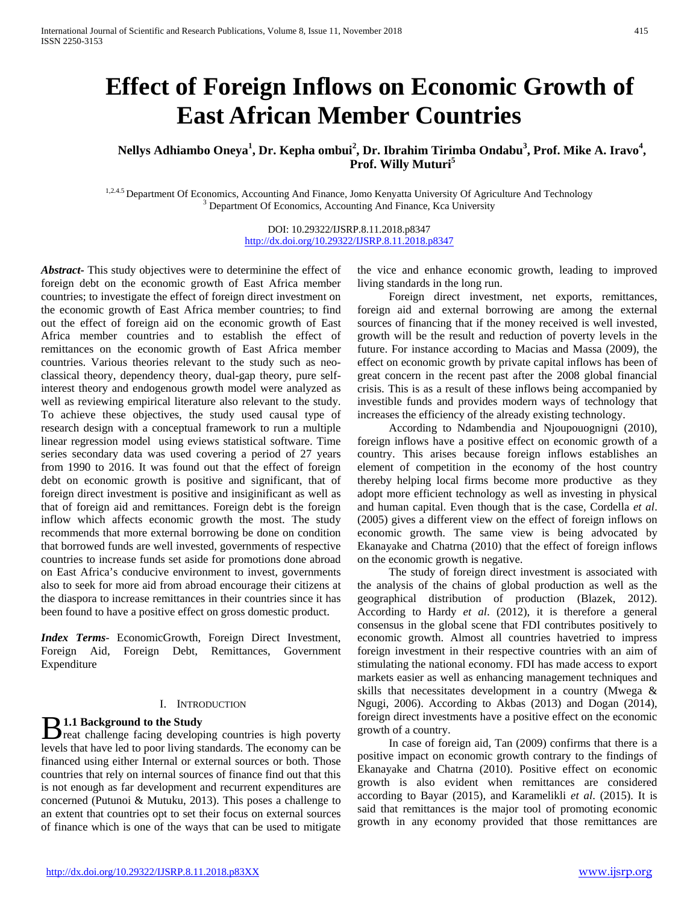# Effect of Foreign Inflows on Economic Growth of East African Member Countries

**Nellys Adhiambo Oneya[1], Dr. Kepha ombui[2], Dr. Ibrahim Tirimba Ondabu[3], Prof. Mike A. Iravo[4], Prof. Willy Muturi[5]**

[1,2,4,5] Department Of Economics, Accounting And Finance, Jomo Kenyatta University Of Agriculture And Technology
[3] Department Of Economics, Accounting And Finance, Kca University

DOI: 10.29322/IJSRP.8.11.2018.p8347
http://dx.doi.org/10.29322/IJSRP.8.11.2018.p8347

***Abstract-*** This study objectives were to determinine the effect of foreign debt on the economic growth of East Africa member countries; to investigate the effect of foreign direct investment on the economic growth of East Africa member countries; to find out the effect of foreign aid on the economic growth of East Africa member countries and to establish the effect of remittances on the economic growth of East Africa member countries. Various theories relevant to the study such as neo-classical theory, dependency theory, dual-gap theory, pure self-interest theory and endogenous growth model were analyzed as well as reviewing empirical literature also relevant to the study. To achieve these objectives, the study used causal type of research design with a conceptual framework to run a multiple linear regression model using eviews statistical software. Time series secondary data was used covering a period of 27 years from 1990 to 2016. It was found out that the effect of foreign debt on economic growth is positive and significant, that of foreign direct investment is positive and insiginificant as well as that of foreign aid and remittances. Foreign debt is the foreign inflow which affects economic growth the most. The study recommends that more external borrowing be done on condition that borrowed funds are well invested, governments of respective countries to increase funds set aside for promotions done abroad on East Africa's conducive environment to invest, governments also to seek for more aid from abroad encourage their citizens at the diaspora to increase remittances in their countries since it has been found to have a positive effect on gross domestic product.

***Index Terms-*** EconomicGrowth, Foreign Direct Investment, Foreign Aid, Foreign Debt, Remittances, Government Expenditure

## I. Introduction

### 1.1 Background to the Study

Great challenge facing developing countries is high poverty levels that have led to poor living standards. The economy can be financed using either Internal or external sources or both. Those countries that rely on internal sources of finance find out that this is not enough as far development and recurrent expenditures are concerned (Putunoi & Mutuku, 2013). This poses a challenge to an extent that countries opt to set their focus on external sources of finance which is one of the ways that can be used to mitigate the vice and enhance economic growth, leading to improved living standards in the long run.

Foreign direct investment, net exports, remittances, foreign aid and external borrowing are among the external sources of financing that if the money received is well invested, growth will be the result and reduction of poverty levels in the future. For instance according to Macias and Massa (2009), the effect on economic growth by private capital inflows has been of great concern in the recent past after the 2008 global financial crisis. This is as a result of these inflows being accompanied by investible funds and provides modern ways of technology that increases the efficiency of the already existing technology.

According to Ndambendia and Njoupouognigni (2010), foreign inflows have a positive effect on economic growth of a country. This arises because foreign inflows establishes an element of competition in the economy of the host country thereby helping local firms become more productive as they adopt more efficient technology as well as investing in physical and human capital. Even though that is the case, Cordella *et al*. (2005) gives a different view on the effect of foreign inflows on economic growth. The same view is being advocated by Ekanayake and Chatrna (2010) that the effect of foreign inflows on the economic growth is negative.

The study of foreign direct investment is associated with the analysis of the chains of global production as well as the geographical distribution of production (Blazek, 2012). According to Hardy *et al*. (2012), it is therefore a general consensus in the global scene that FDI contributes positively to economic growth. Almost all countries havetried to impress foreign investment in their respective countries with an aim of stimulating the national economy. FDI has made access to export markets easier as well as enhancing management techniques and skills that necessitates development in a country (Mwega & Ngugi, 2006). According to Akbas (2013) and Dogan (2014), foreign direct investments have a positive effect on the economic growth of a country.

In case of foreign aid, Tan (2009) confirms that there is a positive impact on economic growth contrary to the findings of Ekanayake and Chatrna (2010). Positive effect on economic growth is also evident when remittances are considered according to Bayar (2015), and Karamelikli *et al*. (2015). It is said that remittances is the major tool of promoting economic growth in any economy provided that those remittances are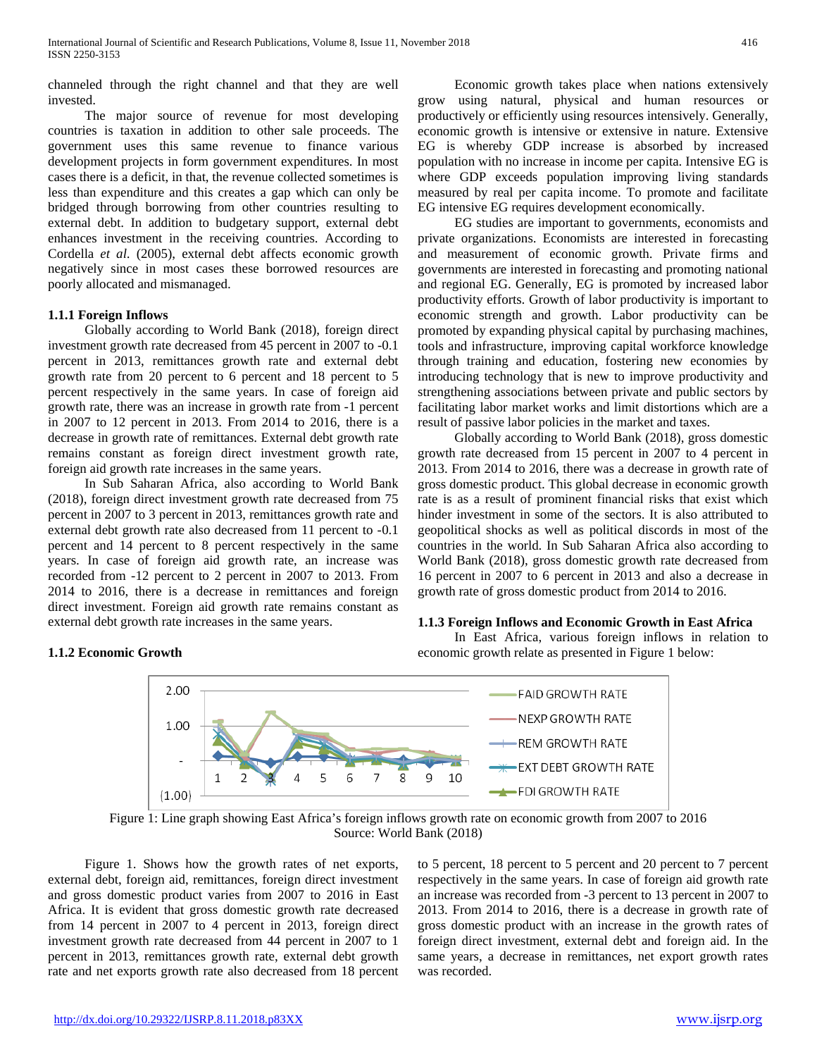channeled through the right channel and that they are well invested.

The major source of revenue for most developing countries is taxation in addition to other sale proceeds. The government uses this same revenue to finance various development projects in form government expenditures. In most cases there is a deficit, in that, the revenue collected sometimes is less than expenditure and this creates a gap which can only be bridged through borrowing from other countries resulting to external debt. In addition to budgetary support, external debt enhances investment in the receiving countries. According to Cordella *et al.* (2005), external debt affects economic growth negatively since in most cases these borrowed resources are poorly allocated and mismanaged.

### 1.1.1 Foreign Inflows

Globally according to World Bank (2018), foreign direct investment growth rate decreased from 45 percent in 2007 to -0.1 percent in 2013, remittances growth rate and external debt growth rate from 20 percent to 6 percent and 18 percent to 5 percent respectively in the same years. In case of foreign aid growth rate, there was an increase in growth rate from -1 percent in 2007 to 12 percent in 2013. From 2014 to 2016, there is a decrease in growth rate of remittances. External debt growth rate remains constant as foreign direct investment growth rate, foreign aid growth rate increases in the same years.

In Sub Saharan Africa, also according to World Bank (2018), foreign direct investment growth rate decreased from 75 percent in 2007 to 3 percent in 2013, remittances growth rate and external debt growth rate also decreased from 11 percent to -0.1 percent and 14 percent to 8 percent respectively in the same years. In case of foreign aid growth rate, an increase was recorded from -12 percent to 2 percent in 2007 to 2013. From 2014 to 2016, there is a decrease in remittances and foreign direct investment. Foreign aid growth rate remains constant as external debt growth rate increases in the same years.

### 1.1.2 Economic Growth

Economic growth takes place when nations extensively grow using natural, physical and human resources or productively or efficiently using resources intensively. Generally, economic growth is intensive or extensive in nature. Extensive EG is whereby GDP increase is absorbed by increased population with no increase in income per capita. Intensive EG is where GDP exceeds population improving living standards measured by real per capita income. To promote and facilitate EG intensive EG requires development economically.

EG studies are important to governments, economists and private organizations. Economists are interested in forecasting and measurement of economic growth. Private firms and governments are interested in forecasting and promoting national and regional EG. Generally, EG is promoted by increased labor productivity efforts. Growth of labor productivity is important to economic strength and growth. Labor productivity can be promoted by expanding physical capital by purchasing machines, tools and infrastructure, improving capital workforce knowledge through training and education, fostering new economies by introducing technology that is new to improve productivity and strengthening associations between private and public sectors by facilitating labor market works and limit distortions which are a result of passive labor policies in the market and taxes.

Globally according to World Bank (2018), gross domestic growth rate decreased from 15 percent in 2007 to 4 percent in 2013. From 2014 to 2016, there was a decrease in growth rate of gross domestic product. This global decrease in economic growth rate is as a result of prominent financial risks that exist which hinder investment in some of the sectors. It is also attributed to geopolitical shocks as well as political discords in most of the countries in the world. In Sub Saharan Africa also according to World Bank (2018), gross domestic growth rate decreased from 16 percent in 2007 to 6 percent in 2013 and also a decrease in growth rate of gross domestic product from 2014 to 2016.

### 1.1.3 Foreign Inflows and Economic Growth in East Africa

In East Africa, various foreign inflows in relation to economic growth relate as presented in Figure 1 below:

Figure 1: Line graph showing East Africa's foreign inflows growth rate on economic growth from 2007 to 2016
Source: World Bank (2018)

Figure 1. Shows how the growth rates of net exports, external debt, foreign aid, remittances, foreign direct investment and gross domestic product varies from 2007 to 2016 in East Africa. It is evident that gross domestic growth rate decreased from 14 percent in 2007 to 4 percent in 2013, foreign direct investment growth rate decreased from 44 percent in 2007 to 1 percent in 2013, remittances growth rate, external debt growth rate and net exports growth rate also decreased from 18 percent to 5 percent, 18 percent to 5 percent and 20 percent to 7 percent respectively in the same years. In case of foreign aid growth rate an increase was recorded from -3 percent to 13 percent in 2007 to 2013. From 2014 to 2016, there is a decrease in growth rate of gross domestic product with an increase in the growth rates of foreign direct investment, external debt and foreign aid. In the same years, a decrease in remittances, net export growth rates was recorded.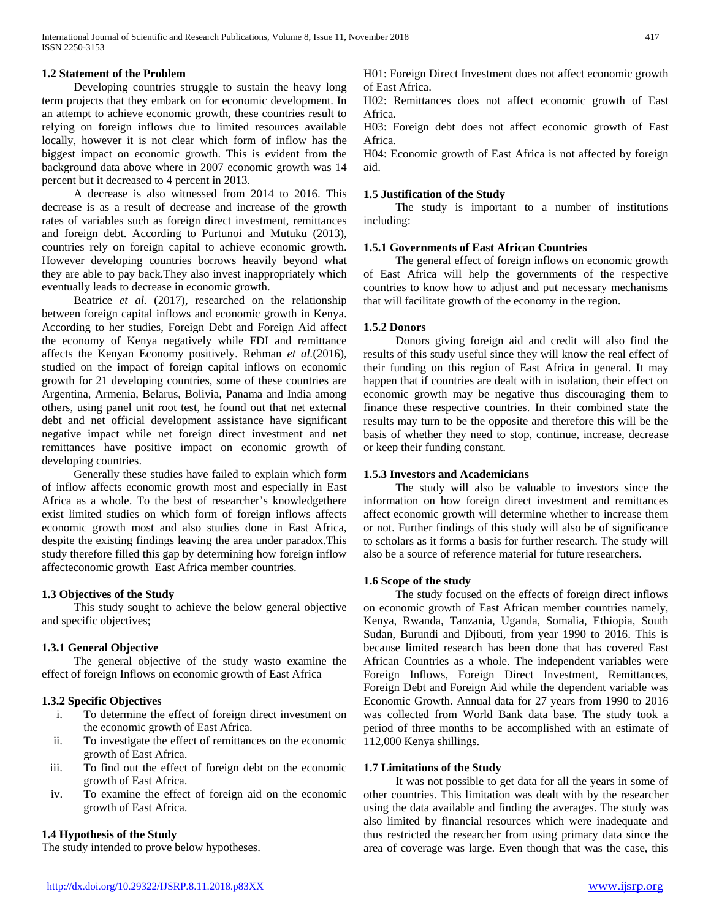### 1.2 Statement of the Problem

Developing countries struggle to sustain the heavy long term projects that they embark on for economic development. In an attempt to achieve economic growth, these countries result to relying on foreign inflows due to limited resources available locally, however it is not clear which form of inflow has the biggest impact on economic growth. This is evident from the background data above where in 2007 economic growth was 14 percent but it decreased to 4 percent in 2013.

A decrease is also witnessed from 2014 to 2016. This decrease is as a result of decrease and increase of the growth rates of variables such as foreign direct investment, remittances and foreign debt. According to Purtunoi and Mutuku (2013), countries rely on foreign capital to achieve economic growth. However developing countries borrows heavily beyond what they are able to pay back.They also invest inappropriately which eventually leads to decrease in economic growth.

Beatrice *et al.* (2017), researched on the relationship between foreign capital inflows and economic growth in Kenya. According to her studies, Foreign Debt and Foreign Aid affect the economy of Kenya negatively while FDI and remittance affects the Kenyan Economy positively. Rehman *et al.*(2016), studied on the impact of foreign capital inflows on economic growth for 21 developing countries, some of these countries are Argentina, Armenia, Belarus, Bolivia, Panama and India among others, using panel unit root test, he found out that net external debt and net official development assistance have significant negative impact while net foreign direct investment and net remittances have positive impact on economic growth of developing countries.

Generally these studies have failed to explain which form of inflow affects economic growth most and especially in East Africa as a whole. To the best of researcher's knowledgethere exist limited studies on which form of foreign inflows affects economic growth most and also studies done in East Africa, despite the existing findings leaving the area under paradox.This study therefore filled this gap by determining how foreign inflow affecteconomic growth East Africa member countries.

### 1.3 Objectives of the Study

This study sought to achieve the below general objective and specific objectives;

#### 1.3.1 General Objective

The general objective of the study wasto examine the effect of foreign Inflows on economic growth of East Africa

#### 1.3.2 Specific Objectives

i. To determine the effect of foreign direct investment on the economic growth of East Africa.
ii. To investigate the effect of remittances on the economic growth of East Africa.
iii. To find out the effect of foreign debt on the economic growth of East Africa.
iv. To examine the effect of foreign aid on the economic growth of East Africa.

### 1.4 Hypothesis of the Study

The study intended to prove below hypotheses.

H01: Foreign Direct Investment does not affect economic growth of East Africa.

H02: Remittances does not affect economic growth of East Africa.

H03: Foreign debt does not affect economic growth of East Africa.

H04: Economic growth of East Africa is not affected by foreign aid.

### 1.5 Justification of the Study

The study is important to a number of institutions including:

#### 1.5.1 Governments of East African Countries

The general effect of foreign inflows on economic growth of East Africa will help the governments of the respective countries to know how to adjust and put necessary mechanisms that will facilitate growth of the economy in the region.

#### 1.5.2 Donors

Donors giving foreign aid and credit will also find the results of this study useful since they will know the real effect of their funding on this region of East Africa in general. It may happen that if countries are dealt with in isolation, their effect on economic growth may be negative thus discouraging them to finance these respective countries. In their combined state the results may turn to be the opposite and therefore this will be the basis of whether they need to stop, continue, increase, decrease or keep their funding constant.

#### 1.5.3 Investors and Academicians

The study will also be valuable to investors since the information on how foreign direct investment and remittances affect economic growth will determine whether to increase them or not. Further findings of this study will also be of significance to scholars as it forms a basis for further research. The study will also be a source of reference material for future researchers.

### 1.6 Scope of the study

The study focused on the effects of foreign direct inflows on economic growth of East African member countries namely, Kenya, Rwanda, Tanzania, Uganda, Somalia, Ethiopia, South Sudan, Burundi and Djibouti, from year 1990 to 2016. This is because limited research has been done that has covered East African Countries as a whole. The independent variables were Foreign Inflows, Foreign Direct Investment, Remittances, Foreign Debt and Foreign Aid while the dependent variable was Economic Growth. Annual data for 27 years from 1990 to 2016 was collected from World Bank data base. The study took a period of three months to be accomplished with an estimate of 112,000 Kenya shillings.

### 1.7 Limitations of the Study

It was not possible to get data for all the years in some of other countries. This limitation was dealt with by the researcher using the data available and finding the averages. The study was also limited by financial resources which were inadequate and thus restricted the researcher from using primary data since the area of coverage was large. Even though that was the case, this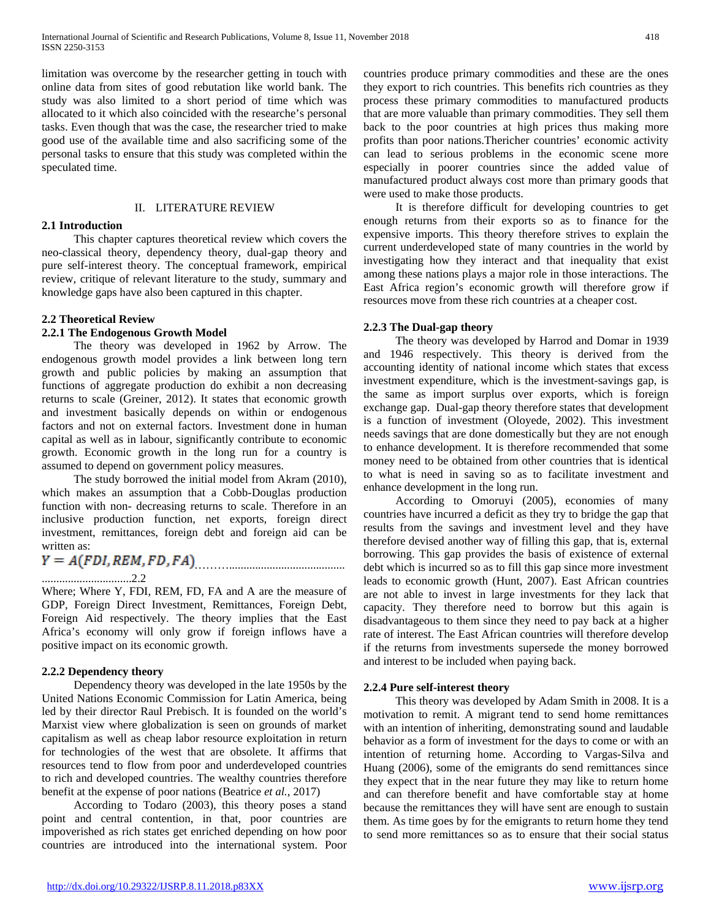limitation was overcome by the researcher getting in touch with online data from sites of good rebutation like world bank. The study was also limited to a short period of time which was allocated to it which also coincided with the researche's personal tasks. Even though that was the case, the researcher tried to make good use of the available time and also sacrificing some of the personal tasks to ensure that this study was completed within the speculated time.

# II. LITERATURE REVIEW

## 2.1 Introduction

This chapter captures theoretical review which covers the neo-classical theory, dependency theory, dual-gap theory and pure self-interest theory. The conceptual framework, empirical review, critique of relevant literature to the study, summary and knowledge gaps have also been captured in this chapter.

## 2.2 Theoretical Review

### 2.2.1 The Endogenous Growth Model

The theory was developed in 1962 by Arrow. The endogenous growth model provides a link between long tern growth and public policies by making an assumption that functions of aggregate production do exhibit a non decreasing returns to scale (Greiner, 2012). It states that economic growth and investment basically depends on within or endogenous factors and not on external factors. Investment done in human capital as well as in labour, significantly contribute to economic growth. Economic growth in the long run for a country is assumed to depend on government policy measures.

The study borrowed the initial model from Akram (2010), which makes an assumption that a Cobb-Douglas production function with non- decreasing returns to scale. Therefore in an inclusive production function, net exports, foreign direct investment, remittances, foreign debt and foreign aid can be written as:

$$Y = A(FDI, REM, FD, FA) \quad \ldots\ldots 2.2$$

Where; Where Y, FDI, REM, FD, FA and A are the measure of GDP, Foreign Direct Investment, Remittances, Foreign Debt, Foreign Aid respectively. The theory implies that the East Africa's economy will only grow if foreign inflows have a positive impact on its economic growth.

### 2.2.2 Dependency theory

Dependency theory was developed in the late 1950s by the United Nations Economic Commission for Latin America, being led by their director Raul Prebisch. It is founded on the world's Marxist view where globalization is seen on grounds of market capitalism as well as cheap labor resource exploitation in return for technologies of the west that are obsolete. It affirms that resources tend to flow from poor and underdeveloped countries to rich and developed countries. The wealthy countries therefore benefit at the expense of poor nations (Beatrice *et al.*, 2017)

According to Todaro (2003), this theory poses a stand point and central contention, in that, poor countries are impoverished as rich states get enriched depending on how poor countries are introduced into the international system. Poor countries produce primary commodities and these are the ones they export to rich countries. This benefits rich countries as they process these primary commodities to manufactured products that are more valuable than primary commodities. They sell them back to the poor countries at high prices thus making more profits than poor nations.Thericher countries' economic activity can lead to serious problems in the economic scene more especially in poorer countries since the added value of manufactured product always cost more than primary goods that were used to make those products.

It is therefore difficult for developing countries to get enough returns from their exports so as to finance for the expensive imports. This theory therefore strives to explain the current underdeveloped state of many countries in the world by investigating how they interact and that inequality that exist among these nations plays a major role in those interactions. The East Africa region's economic growth will therefore grow if resources move from these rich countries at a cheaper cost.

### 2.2.3 The Dual-gap theory

The theory was developed by Harrod and Domar in 1939 and 1946 respectively. This theory is derived from the accounting identity of national income which states that excess investment expenditure, which is the investment-savings gap, is the same as import surplus over exports, which is foreign exchange gap. Dual-gap theory therefore states that development is a function of investment (Oloyede, 2002). This investment needs savings that are done domestically but they are not enough to enhance development. It is therefore recommended that some money need to be obtained from other countries that is identical to what is need in saving so as to facilitate investment and enhance development in the long run.

According to Omoruyi (2005), economies of many countries have incurred a deficit as they try to bridge the gap that results from the savings and investment level and they have therefore devised another way of filling this gap, that is, external borrowing. This gap provides the basis of existence of external debt which is incurred so as to fill this gap since more investment leads to economic growth (Hunt, 2007). East African countries are not able to invest in large investments for they lack that capacity. They therefore need to borrow but this again is disadvantageous to them since they need to pay back at a higher rate of interest. The East African countries will therefore develop if the returns from investments supersede the money borrowed and interest to be included when paying back.

### 2.2.4 Pure self-interest theory

This theory was developed by Adam Smith in 2008. It is a motivation to remit. A migrant tend to send home remittances with an intention of inheriting, demonstrating sound and laudable behavior as a form of investment for the days to come or with an intention of returning home. According to Vargas-Silva and Huang (2006), some of the emigrants do send remittances since they expect that in the near future they may like to return home and can therefore benefit and have comfortable stay at home because the remittances they will have sent are enough to sustain them. As time goes by for the emigrants to return home they tend to send more remittances so as to ensure that their social status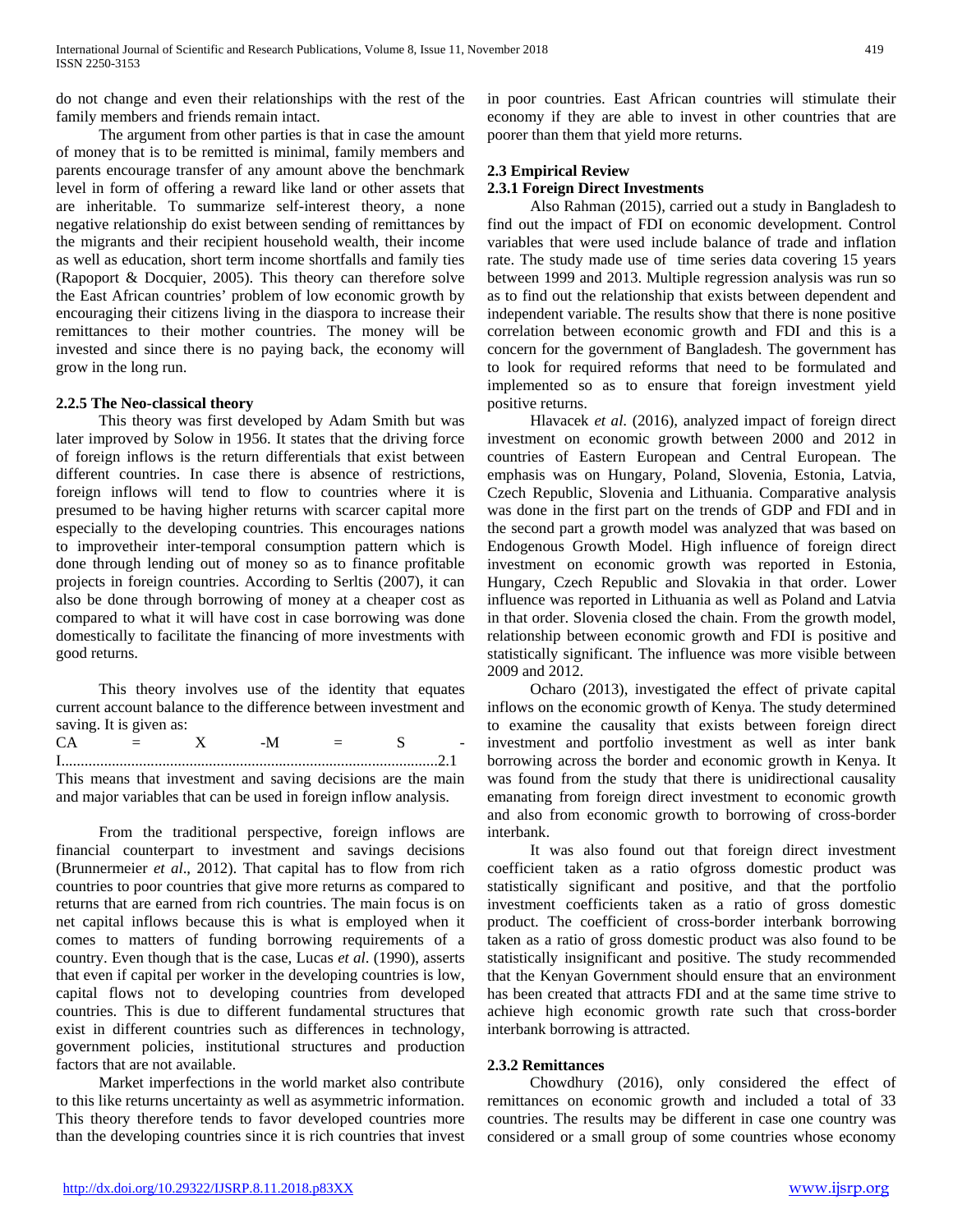do not change and even their relationships with the rest of the family members and friends remain intact.

The argument from other parties is that in case the amount of money that is to be remitted is minimal, family members and parents encourage transfer of any amount above the benchmark level in form of offering a reward like land or other assets that are inheritable. To summarize self-interest theory, a none negative relationship do exist between sending of remittances by the migrants and their recipient household wealth, their income as well as education, short term income shortfalls and family ties (Rapoport & Docquier, 2005). This theory can therefore solve the East African countries' problem of low economic growth by encouraging their citizens living in the diaspora to increase their remittances to their mother countries. The money will be invested and since there is no paying back, the economy will grow in the long run.

### 2.2.5 The Neo-classical theory

This theory was first developed by Adam Smith but was later improved by Solow in 1956. It states that the driving force of foreign inflows is the return differentials that exist between different countries. In case there is absence of restrictions, foreign inflows will tend to flow to countries where it is presumed to be having higher returns with scarcer capital more especially to the developing countries. This encourages nations to improvetheir inter-temporal consumption pattern which is done through lending out of money so as to finance profitable projects in foreign countries. According to Serltis (2007), it can also be done through borrowing of money at a cheaper cost as compared to what it will have cost in case borrowing was done domestically to facilitate the financing of more investments with good returns.

This theory involves use of the identity that equates current account balance to the difference between investment and saving. It is given as:

$$CA = X - M = S - I \quad \text{......} 2.1$$

This means that investment and saving decisions are the main and major variables that can be used in foreign inflow analysis.

From the traditional perspective, foreign inflows are financial counterpart to investment and savings decisions (Brunnermeier *et al*., 2012). That capital has to flow from rich countries to poor countries that give more returns as compared to returns that are earned from rich countries. The main focus is on net capital inflows because this is what is employed when it comes to matters of funding borrowing requirements of a country. Even though that is the case, Lucas *et al*. (1990), asserts that even if capital per worker in the developing countries is low, capital flows not to developing countries from developed countries. This is due to different fundamental structures that exist in different countries such as differences in technology, government policies, institutional structures and production factors that are not available.

Market imperfections in the world market also contribute to this like returns uncertainty as well as asymmetric information. This theory therefore tends to favor developed countries more than the developing countries since it is rich countries that invest in poor countries. East African countries will stimulate their economy if they are able to invest in other countries that are poorer than them that yield more returns.

## 2.3 Empirical Review

### 2.3.1 Foreign Direct Investments

Also Rahman (2015), carried out a study in Bangladesh to find out the impact of FDI on economic development. Control variables that were used include balance of trade and inflation rate. The study made use of time series data covering 15 years between 1999 and 2013. Multiple regression analysis was run so as to find out the relationship that exists between dependent and independent variable. The results show that there is none positive correlation between economic growth and FDI and this is a concern for the government of Bangladesh. The government has to look for required reforms that need to be formulated and implemented so as to ensure that foreign investment yield positive returns.

Hlavacek *et al.* (2016), analyzed impact of foreign direct investment on economic growth between 2000 and 2012 in countries of Eastern European and Central European. The emphasis was on Hungary, Poland, Slovenia, Estonia, Latvia, Czech Republic, Slovenia and Lithuania. Comparative analysis was done in the first part on the trends of GDP and FDI and in the second part a growth model was analyzed that was based on Endogenous Growth Model. High influence of foreign direct investment on economic growth was reported in Estonia, Hungary, Czech Republic and Slovakia in that order. Lower influence was reported in Lithuania as well as Poland and Latvia in that order. Slovenia closed the chain. From the growth model, relationship between economic growth and FDI is positive and statistically significant. The influence was more visible between 2009 and 2012.

Ocharo (2013), investigated the effect of private capital inflows on the economic growth of Kenya. The study determined to examine the causality that exists between foreign direct investment and portfolio investment as well as inter bank borrowing across the border and economic growth in Kenya. It was found from the study that there is unidirectional causality emanating from foreign direct investment to economic growth and also from economic growth to borrowing of cross-border interbank.

It was also found out that foreign direct investment coefficient taken as a ratio ofgross domestic product was statistically significant and positive, and that the portfolio investment coefficients taken as a ratio of gross domestic product. The coefficient of cross-border interbank borrowing taken as a ratio of gross domestic product was also found to be statistically insignificant and positive. The study recommended that the Kenyan Government should ensure that an environment has been created that attracts FDI and at the same time strive to achieve high economic growth rate such that cross-border interbank borrowing is attracted.

### 2.3.2 Remittances

Chowdhury (2016), only considered the effect of remittances on economic growth and included a total of 33 countries. The results may be different in case one country was considered or a small group of some countries whose economy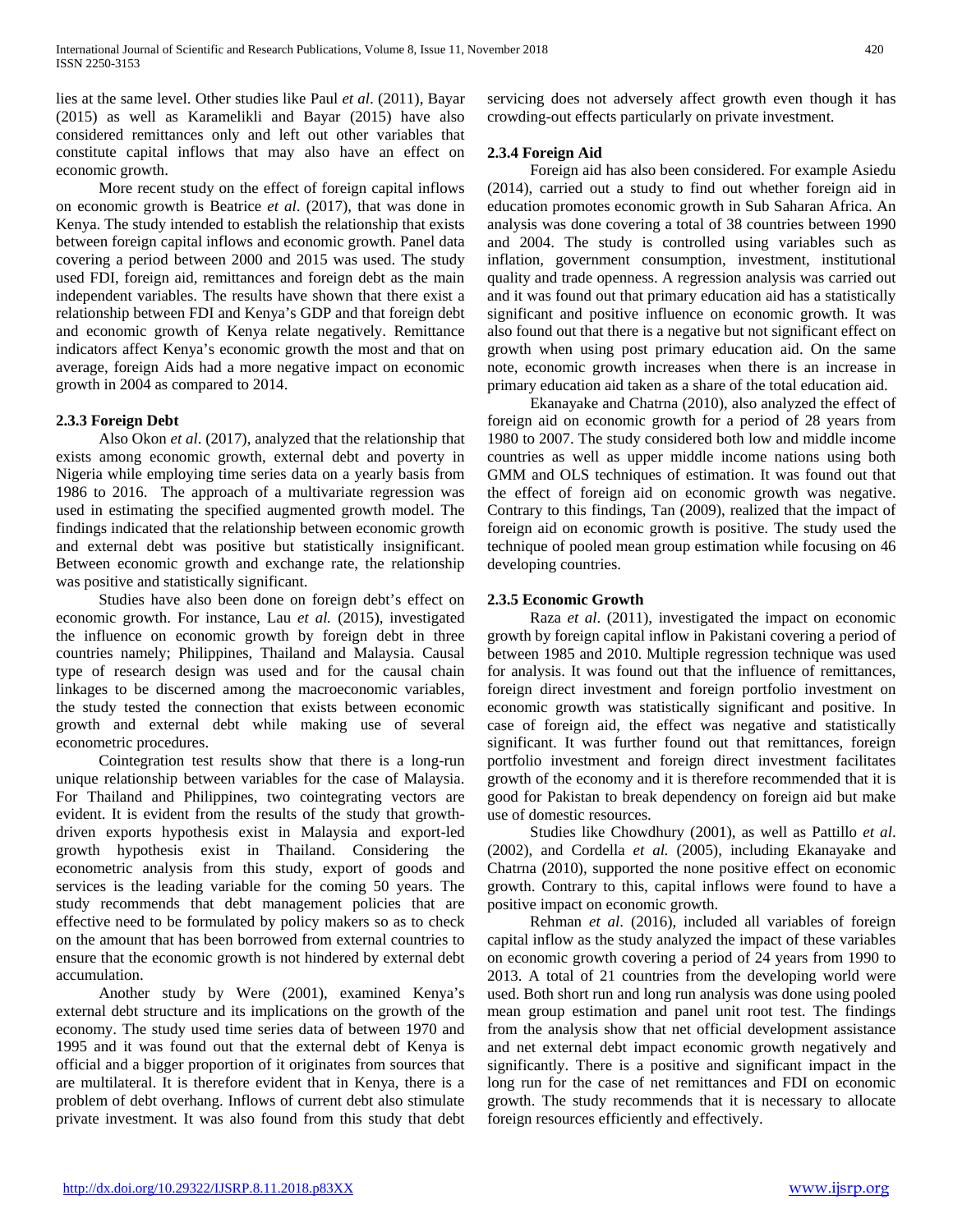lies at the same level. Other studies like Paul *et al*. (2011), Bayar (2015) as well as Karamelikli and Bayar (2015) have also considered remittances only and left out other variables that constitute capital inflows that may also have an effect on economic growth.

More recent study on the effect of foreign capital inflows on economic growth is Beatrice *et al*. (2017), that was done in Kenya. The study intended to establish the relationship that exists between foreign capital inflows and economic growth. Panel data covering a period between 2000 and 2015 was used. The study used FDI, foreign aid, remittances and foreign debt as the main independent variables. The results have shown that there exist a relationship between FDI and Kenya's GDP and that foreign debt and economic growth of Kenya relate negatively. Remittance indicators affect Kenya's economic growth the most and that on average, foreign Aids had a more negative impact on economic growth in 2004 as compared to 2014.

### 2.3.3 Foreign Debt

Also Okon *et al*. (2017), analyzed that the relationship that exists among economic growth, external debt and poverty in Nigeria while employing time series data on a yearly basis from 1986 to 2016. The approach of a multivariate regression was used in estimating the specified augmented growth model. The findings indicated that the relationship between economic growth and external debt was positive but statistically insignificant. Between economic growth and exchange rate, the relationship was positive and statistically significant.

Studies have also been done on foreign debt's effect on economic growth. For instance, Lau *et al.* (2015), investigated the influence on economic growth by foreign debt in three countries namely; Philippines, Thailand and Malaysia. Causal type of research design was used and for the causal chain linkages to be discerned among the macroeconomic variables, the study tested the connection that exists between economic growth and external debt while making use of several econometric procedures.

Cointegration test results show that there is a long-run unique relationship between variables for the case of Malaysia. For Thailand and Philippines, two cointegrating vectors are evident. It is evident from the results of the study that growth-driven exports hypothesis exist in Malaysia and export-led growth hypothesis exist in Thailand. Considering the econometric analysis from this study, export of goods and services is the leading variable for the coming 50 years. The study recommends that debt management policies that are effective need to be formulated by policy makers so as to check on the amount that has been borrowed from external countries to ensure that the economic growth is not hindered by external debt accumulation.

Another study by Were (2001), examined Kenya's external debt structure and its implications on the growth of the economy. The study used time series data of between 1970 and 1995 and it was found out that the external debt of Kenya is official and a bigger proportion of it originates from sources that are multilateral. It is therefore evident that in Kenya, there is a problem of debt overhang. Inflows of current debt also stimulate private investment. It was also found from this study that debt servicing does not adversely affect growth even though it has crowding-out effects particularly on private investment.

### 2.3.4 Foreign Aid

Foreign aid has also been considered. For example Asiedu (2014), carried out a study to find out whether foreign aid in education promotes economic growth in Sub Saharan Africa. An analysis was done covering a total of 38 countries between 1990 and 2004. The study is controlled using variables such as inflation, government consumption, investment, institutional quality and trade openness. A regression analysis was carried out and it was found out that primary education aid has a statistically significant and positive influence on economic growth. It was also found out that there is a negative but not significant effect on growth when using post primary education aid. On the same note, economic growth increases when there is an increase in primary education aid taken as a share of the total education aid.

Ekanayake and Chatrna (2010), also analyzed the effect of foreign aid on economic growth for a period of 28 years from 1980 to 2007. The study considered both low and middle income countries as well as upper middle income nations using both GMM and OLS techniques of estimation. It was found out that the effect of foreign aid on economic growth was negative. Contrary to this findings, Tan (2009), realized that the impact of foreign aid on economic growth is positive. The study used the technique of pooled mean group estimation while focusing on 46 developing countries.

### 2.3.5 Economic Growth

Raza *et al*. (2011), investigated the impact on economic growth by foreign capital inflow in Pakistani covering a period of between 1985 and 2010. Multiple regression technique was used for analysis. It was found out that the influence of remittances, foreign direct investment and foreign portfolio investment on economic growth was statistically significant and positive. In case of foreign aid, the effect was negative and statistically significant. It was further found out that remittances, foreign portfolio investment and foreign direct investment facilitates growth of the economy and it is therefore recommended that it is good for Pakistan to break dependency on foreign aid but make use of domestic resources.

Studies like Chowdhury (2001), as well as Pattillo *et al*. (2002), and Cordella *et al.* (2005), including Ekanayake and Chatrna (2010), supported the none positive effect on economic growth. Contrary to this, capital inflows were found to have a positive impact on economic growth.

Rehman *et al*. (2016), included all variables of foreign capital inflow as the study analyzed the impact of these variables on economic growth covering a period of 24 years from 1990 to 2013. A total of 21 countries from the developing world were used. Both short run and long run analysis was done using pooled mean group estimation and panel unit root test. The findings from the analysis show that net official development assistance and net external debt impact economic growth negatively and significantly. There is a positive and significant impact in the long run for the case of net remittances and FDI on economic growth. The study recommends that it is necessary to allocate foreign resources efficiently and effectively.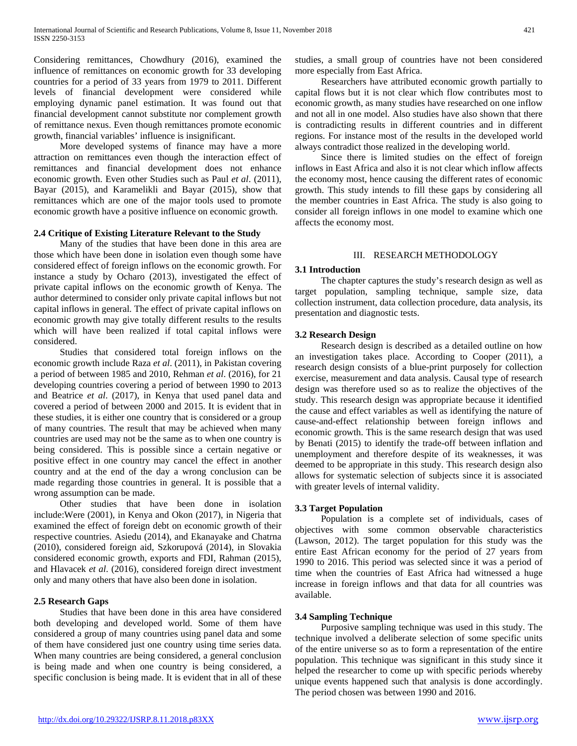Considering remittances, Chowdhury (2016), examined the influence of remittances on economic growth for 33 developing countries for a period of 33 years from 1979 to 2011. Different levels of financial development were considered while employing dynamic panel estimation. It was found out that financial development cannot substitute nor complement growth of remittance nexus. Even though remittances promote economic growth, financial variables' influence is insignificant.

More developed systems of finance may have a more attraction on remittances even though the interaction effect of remittances and financial development does not enhance economic growth. Even other Studies such as Paul *et al*. (2011), Bayar (2015), and Karamelikli and Bayar (2015), show that remittances which are one of the major tools used to promote economic growth have a positive influence on economic growth.

### 2.4 Critique of Existing Literature Relevant to the Study

Many of the studies that have been done in this area are those which have been done in isolation even though some have considered effect of foreign inflows on the economic growth. For instance a study by Ocharo (2013), investigated the effect of private capital inflows on the economic growth of Kenya. The author determined to consider only private capital inflows but not capital inflows in general. The effect of private capital inflows on economic growth may give totally different results to the results which will have been realized if total capital inflows were considered.

Studies that considered total foreign inflows on the economic growth include Raza *et al*. (2011), in Pakistan covering a period of between 1985 and 2010, Rehman *et al*. (2016), for 21 developing countries covering a period of between 1990 to 2013 and Beatrice *et al*. (2017), in Kenya that used panel data and covered a period of between 2000 and 2015. It is evident that in these studies, it is either one country that is considered or a group of many countries. The result that may be achieved when many countries are used may not be the same as to when one country is being considered. This is possible since a certain negative or positive effect in one country may cancel the effect in another country and at the end of the day a wrong conclusion can be made regarding those countries in general. It is possible that a wrong assumption can be made.

Other studies that have been done in isolation include:Were (2001), in Kenya and Okon (2017), in Nigeria that examined the effect of foreign debt on economic growth of their respective countries. Asiedu (2014), and Ekanayake and Chatrna (2010), considered foreign aid, Szkorupová (2014), in Slovakia considered economic growth, exports and FDI, Rahman (2015), and Hlavacek *et al*. (2016), considered foreign direct investment only and many others that have also been done in isolation.

### 2.5 Research Gaps

Studies that have been done in this area have considered both developing and developed world. Some of them have considered a group of many countries using panel data and some of them have considered just one country using time series data. When many countries are being considered, a general conclusion is being made and when one country is being considered, a specific conclusion is being made. It is evident that in all of these studies, a small group of countries have not been considered more especially from East Africa.

Researchers have attributed economic growth partially to capital flows but it is not clear which flow contributes most to economic growth, as many studies have researched on one inflow and not all in one model. Also studies have also shown that there is contradicting results in different countries and in different regions. For instance most of the results in the developed world always contradict those realized in the developing world.

Since there is limited studies on the effect of foreign inflows in East Africa and also it is not clear which inflow affects the economy most, hence causing the different rates of economic growth. This study intends to fill these gaps by considering all the member countries in East Africa. The study is also going to consider all foreign inflows in one model to examine which one affects the economy most.

## III. RESEARCH METHODOLOGY

### 3.1 Introduction

The chapter captures the study's research design as well as target population, sampling technique, sample size, data collection instrument, data collection procedure, data analysis, its presentation and diagnostic tests.

### 3.2 Research Design

Research design is described as a detailed outline on how an investigation takes place. According to Cooper (2011), a research design consists of a blue-print purposely for collection exercise, measurement and data analysis. Causal type of research design was therefore used so as to realize the objectives of the study. This research design was appropriate because it identified the cause and effect variables as well as identifying the nature of cause-and-effect relationship between foreign inflows and economic growth. This is the same research design that was used by Benati (2015) to identify the trade-off between inflation and unemployment and therefore despite of its weaknesses, it was deemed to be appropriate in this study. This research design also allows for systematic selection of subjects since it is associated with greater levels of internal validity.

### 3.3 Target Population

Population is a complete set of individuals, cases of objectives with some common observable characteristics (Lawson, 2012). The target population for this study was the entire East African economy for the period of 27 years from 1990 to 2016. This period was selected since it was a period of time when the countries of East Africa had witnessed a huge increase in foreign inflows and that data for all countries was available.

### 3.4 Sampling Technique

Purposive sampling technique was used in this study. The technique involved a deliberate selection of some specific units of the entire universe so as to form a representation of the entire population. This technique was significant in this study since it helped the researcher to come up with specific periods whereby unique events happened such that analysis is done accordingly. The period chosen was between 1990 and 2016.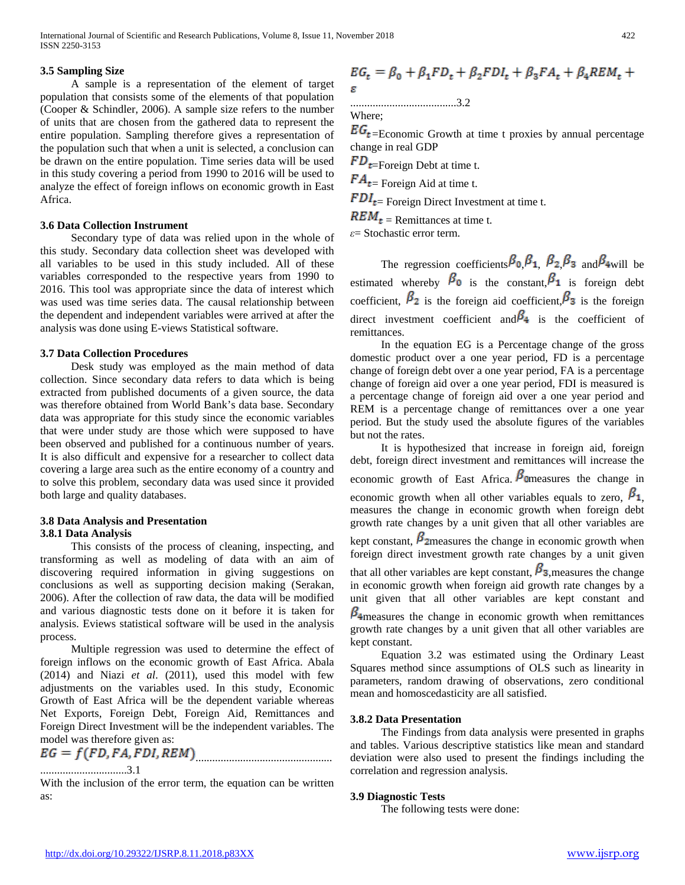### 3.5 Sampling Size

A sample is a representation of the element of target population that consists some of the elements of that population (Cooper & Schindler, 2006). A sample size refers to the number of units that are chosen from the gathered data to represent the entire population. Sampling therefore gives a representation of the population such that when a unit is selected, a conclusion can be drawn on the entire population. Time series data will be used in this study covering a period from 1990 to 2016 will be used to analyze the effect of foreign inflows on economic growth in East Africa.

### 3.6 Data Collection Instrument

Secondary type of data was relied upon in the whole of this study. Secondary data collection sheet was developed with all variables to be used in this study included. All of these variables corresponded to the respective years from 1990 to 2016. This tool was appropriate since the data of interest which was used was time series data. The causal relationship between the dependent and independent variables were arrived at after the analysis was done using E-views Statistical software.

### 3.7 Data Collection Procedures

Desk study was employed as the main method of data collection. Since secondary data refers to data which is being extracted from published documents of a given source, the data was therefore obtained from World Bank's data base. Secondary data was appropriate for this study since the economic variables that were under study are those which were supposed to have been observed and published for a continuous number of years. It is also difficult and expensive for a researcher to collect data covering a large area such as the entire economy of a country and to solve this problem, secondary data was used since it provided both large and quality databases.

### 3.8 Data Analysis and Presentation

#### 3.8.1 Data Analysis

This consists of the process of cleaning, inspecting, and transforming as well as modeling of data with an aim of discovering required information in giving suggestions on conclusions as well as supporting decision making (Serakan, 2006). After the collection of raw data, the data will be modified and various diagnostic tests done on it before it is taken for analysis. Eviews statistical software will be used in the analysis process.

Multiple regression was used to determine the effect of foreign inflows on the economic growth of East Africa. Abala (2014) and Niazi *et al.* (2011), used this model with few adjustments on the variables used. In this study, Economic Growth of East Africa will be the dependent variable whereas Net Exports, Foreign Debt, Foreign Aid, Remittances and Foreign Direct Investment will be the independent variables. The model was therefore given as:

$$EG = f(FD, FA, FDI, REM) \qquad \text{.......3.1}$$

With the inclusion of the error term, the equation can be written as:

$$EG_t = \beta_0 + \beta_1 FD_t + \beta_2 FDI_t + \beta_3 FA_t + \beta_4 REM_t + \varepsilon \qquad \text{.......3.2}$$

Where;

$EG_t$=Economic Growth at time t proxies by annual percentage change in real GDP

$FD_t$=Foreign Debt at time t.

$FA_t$= Foreign Aid at time t.

$FDI_t$= Foreign Direct Investment at time t.

$REM_t$ = Remittances at time t.

$\varepsilon$= Stochastic error term.

The regression coefficients $\beta_0$, $\beta_1$, $\beta_2$, $\beta_3$ and $\beta_4$ will be estimated whereby $\beta_0$ is the constant, $\beta_1$ is foreign debt coefficient, $\beta_2$ is the foreign aid coefficient, $\beta_3$ is the foreign direct investment coefficient and $\beta_4$ is the coefficient of remittances.

In the equation EG is a Percentage change of the gross domestic product over a one year period, FD is a percentage change of foreign debt over a one year period, FA is a percentage change of foreign aid over a one year period, FDI is measured is a percentage change of foreign aid over a one year period and REM is a percentage change of remittances over a one year period. But the study used the absolute figures of the variables but not the rates.

It is hypothesized that increase in foreign aid, foreign debt, foreign direct investment and remittances will increase the economic growth of East Africa. $\beta_0$measures the change in economic growth when all other variables equals to zero, $\beta_1$, measures the change in economic growth when foreign debt growth rate changes by a unit given that all other variables are kept constant, $\beta_2$measures the change in economic growth when foreign direct investment growth rate changes by a unit given that all other variables are kept constant, $\beta_3$,measures the change in economic growth when foreign aid growth rate changes by a unit given that all other variables are kept constant and $\beta_4$measures the change in economic growth when remittances growth rate changes by a unit given that all other variables are kept constant.

Equation 3.2 was estimated using the Ordinary Least Squares method since assumptions of OLS such as linearity in parameters, random drawing of observations, zero conditional mean and homoscedasticity are all satisfied.

#### 3.8.2 Data Presentation

The Findings from data analysis were presented in graphs and tables. Various descriptive statistics like mean and standard deviation were also used to present the findings including the correlation and regression analysis.

### 3.9 Diagnostic Tests

The following tests were done: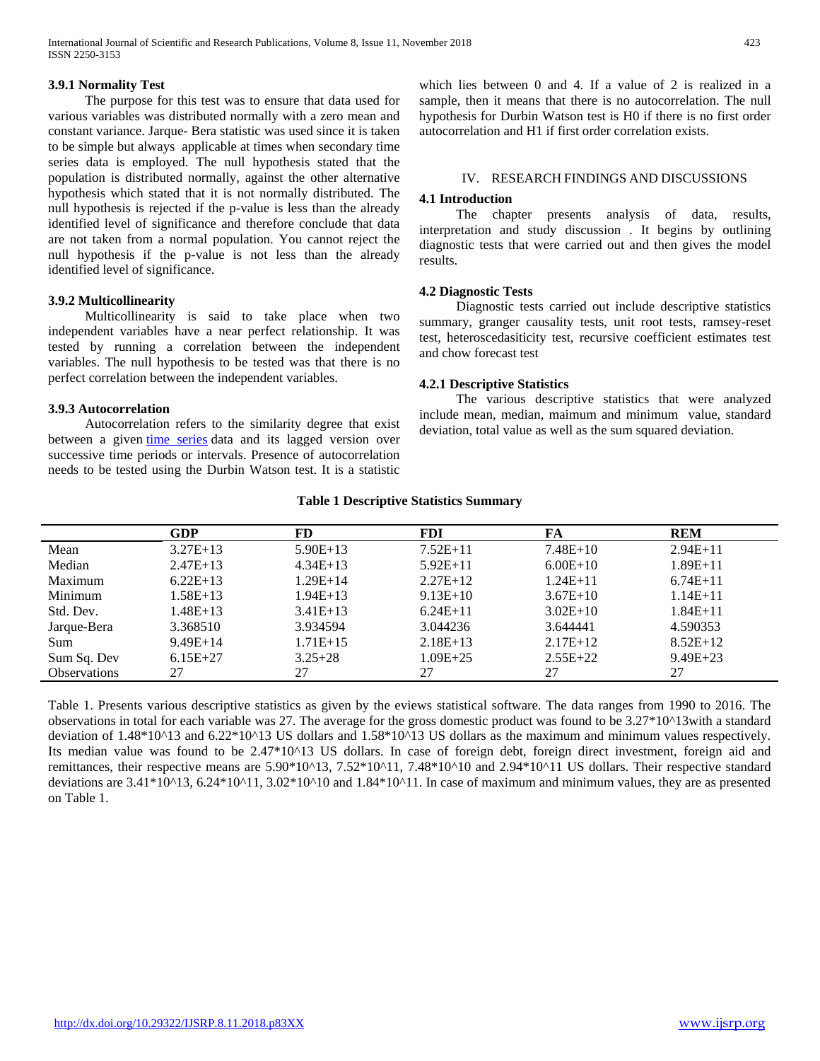### 3.9.1 Normality Test

The purpose for this test was to ensure that data used for various variables was distributed normally with a zero mean and constant variance. Jarque- Bera statistic was used since it is taken to be simple but always applicable at times when secondary time series data is employed. The null hypothesis stated that the population is distributed normally, against the other alternative hypothesis which stated that it is not normally distributed. The null hypothesis is rejected if the p-value is less than the already identified level of significance and therefore conclude that data are not taken from a normal population. You cannot reject the null hypothesis if the p-value is not less than the already identified level of significance.

### 3.9.2 Multicollinearity

Multicollinearity is said to take place when two independent variables have a near perfect relationship. It was tested by running a correlation between the independent variables. The null hypothesis to be tested was that there is no perfect correlation between the independent variables.

### 3.9.3 Autocorrelation

Autocorrelation refers to the similarity degree that exist between a given time series data and its lagged version over successive time periods or intervals. Presence of autocorrelation needs to be tested using the Durbin Watson test. It is a statistic which lies between 0 and 4. If a value of 2 is realized in a sample, then it means that there is no autocorrelation. The null hypothesis for Durbin Watson test is H0 if there is no first order autocorrelation and H1 if first order correlation exists.

## IV. RESEARCH FINDINGS AND DISCUSSIONS

### 4.1 Introduction

The chapter presents analysis of data, results, interpretation and study discussion . It begins by outlining diagnostic tests that were carried out and then gives the model results.

### 4.2 Diagnostic Tests

Diagnostic tests carried out include descriptive statistics summary, granger causality tests, unit root tests, ramsey-reset test, heteroscedasiticity test, recursive coefficient estimates test and chow forecast test

### 4.2.1 Descriptive Statistics

The various descriptive statistics that were analyzed include mean, median, maimum and minimum value, standard deviation, total value as well as the sum squared deviation.

**Table 1 Descriptive Statistics Summary**

| | GDP | FD | FDI | FA | REM |
|---|---|---|---|---|---|
| Mean | 3.27E+13 | 5.90E+13 | 7.52E+11 | 7.48E+10 | 2.94E+11 |
| Median | 2.47E+13 | 4.34E+13 | 5.92E+11 | 6.00E+10 | 1.89E+11 |
| Maximum | 6.22E+13 | 1.29E+14 | 2.27E+12 | 1.24E+11 | 6.74E+11 |
| Minimum | 1.58E+13 | 1.94E+13 | 9.13E+10 | 3.67E+10 | 1.14E+11 |
| Std. Dev. | 1.48E+13 | 3.41E+13 | 6.24E+11 | 3.02E+10 | 1.84E+11 |
| Jarque-Bera | 3.368510 | 3.934594 | 3.044236 | 3.644441 | 4.590353 |
| Sum | 9.49E+14 | 1.71E+15 | 2.18E+13 | 2.17E+12 | 8.52E+12 |
| Sum Sq. Dev | 6.15E+27 | 3.25+28 | 1.09E+25 | 2.55E+22 | 9.49E+23 |
| Observations | 27 | 27 | 27 | 27 | 27 |

Table 1. Presents various descriptive statistics as given by the eviews statistical software. The data ranges from 1990 to 2016. The observations in total for each variable was 27. The average for the gross domestic product was found to be 3.27*10^13with a standard deviation of 1.48*10^13 and 6.22*10^13 US dollars and 1.58*10^13 US dollars as the maximum and minimum values respectively. Its median value was found to be 2.47*10^13 US dollars. In case of foreign debt, foreign direct investment, foreign aid and remittances, their respective means are 5.90*10^13, 7.52*10^11, 7.48*10^10 and 2.94*10^11 US dollars. Their respective standard deviations are 3.41*10^13, 6.24*10^11, 3.02*10^10 and 1.84*10^11. In case of maximum and minimum values, they are as presented on Table 1.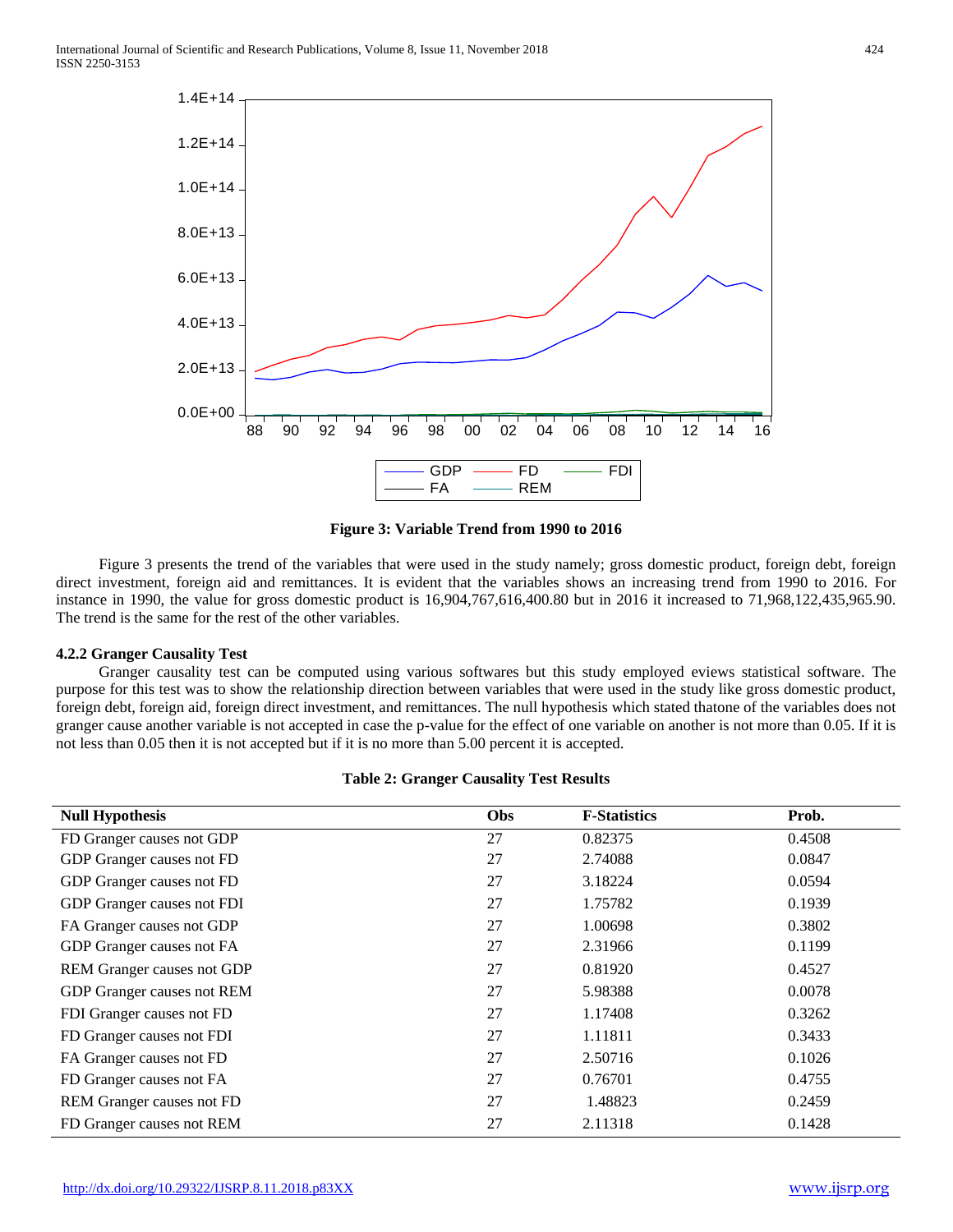**Figure 3: Variable Trend from 1990 to 2016**

Figure 3 presents the trend of the variables that were used in the study namely; gross domestic product, foreign debt, foreign direct investment, foreign aid and remittances. It is evident that the variables shows an increasing trend from 1990 to 2016. For instance in 1990, the value for gross domestic product is 16,904,767,616,400.80 but in 2016 it increased to 71,968,122,435,965.90. The trend is the same for the rest of the other variables.

#### 4.2.2 Granger Causality Test

Granger causality test can be computed using various softwares but this study employed eviews statistical software. The purpose for this test was to show the relationship direction between variables that were used in the study like gross domestic product, foreign debt, foreign aid, foreign direct investment, and remittances. The null hypothesis which stated thatone of the variables does not granger cause another variable is not accepted in case the p-value for the effect of one variable on another is not more than 0.05. If it is not less than 0.05 then it is not accepted but if it is no more than 5.00 percent it is accepted.

**Table 2: Granger Causality Test Results**

| Null Hypothesis | Obs | F-Statistics | Prob. |
|---|---|---|---|
| FD Granger causes not GDP | 27 | 0.82375 | 0.4508 |
| GDP Granger causes not FD | 27 | 2.74088 | 0.0847 |
| GDP Granger causes not FD | 27 | 3.18224 | 0.0594 |
| GDP Granger causes not FDI | 27 | 1.75782 | 0.1939 |
| FA Granger causes not GDP | 27 | 1.00698 | 0.3802 |
| GDP Granger causes not FA | 27 | 2.31966 | 0.1199 |
| REM Granger causes not GDP | 27 | 0.81920 | 0.4527 |
| GDP Granger causes not REM | 27 | 5.98388 | 0.0078 |
| FDI Granger causes not FD | 27 | 1.17408 | 0.3262 |
| FD Granger causes not FDI | 27 | 1.11811 | 0.3433 |
| FA Granger causes not FD | 27 | 2.50716 | 0.1026 |
| FD Granger causes not FA | 27 | 0.76701 | 0.4755 |
| REM Granger causes not FD | 27 | 1.48823 | 0.2459 |
| FD Granger causes not REM | 27 | 2.11318 | 0.1428 |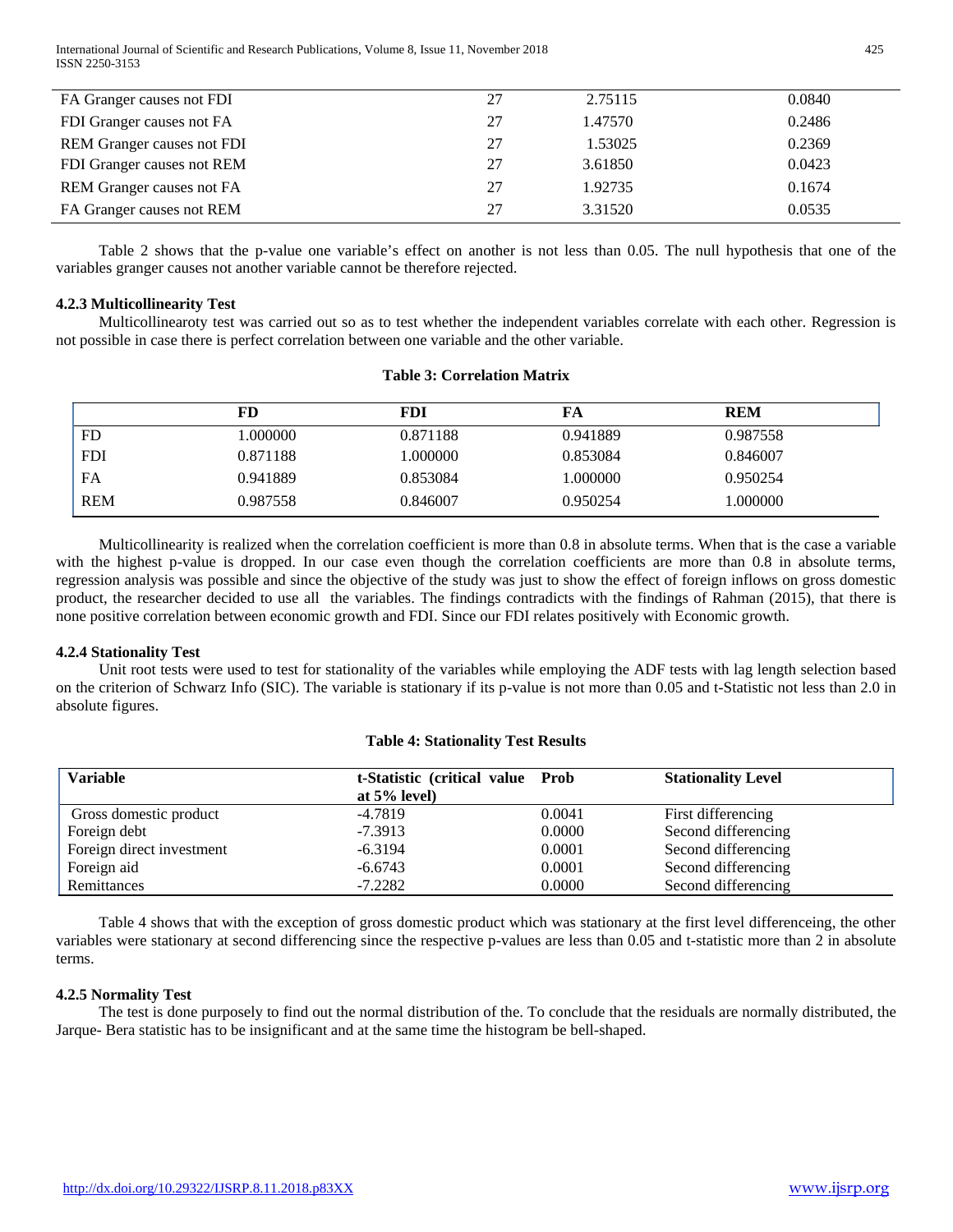| FA Granger causes not FDI | 27 | 2.75115 | 0.0840 |
|---|---|---|---|
| FDI Granger causes not FA | 27 | 1.47570 | 0.2486 |
| REM Granger causes not FDI | 27 | 1.53025 | 0.2369 |
| FDI Granger causes not REM | 27 | 3.61850 | 0.0423 |
| REM Granger causes not FA | 27 | 1.92735 | 0.1674 |
| FA Granger causes not REM | 27 | 3.31520 | 0.0535 |

Table 2 shows that the p-value one variable's effect on another is not less than 0.05. The null hypothesis that one of the variables granger causes not another variable cannot be therefore rejected.

#### 4.2.3 Multicollinearity Test

Multicollinearoty test was carried out so as to test whether the independent variables correlate with each other. Regression is not possible in case there is perfect correlation between one variable and the other variable.

**Table 3: Correlation Matrix**

| | FD | FDI | FA | REM |
|---|---|---|---|---|
| FD | 1.000000 | 0.871188 | 0.941889 | 0.987558 |
| FDI | 0.871188 | 1.000000 | 0.853084 | 0.846007 |
| FA | 0.941889 | 0.853084 | 1.000000 | 0.950254 |
| REM | 0.987558 | 0.846007 | 0.950254 | 1.000000 |

Multicollinearity is realized when the correlation coefficient is more than 0.8 in absolute terms. When that is the case a variable with the highest p-value is dropped. In our case even though the correlation coefficients are more than 0.8 in absolute terms, regression analysis was possible and since the objective of the study was just to show the effect of foreign inflows on gross domestic product, the researcher decided to use all the variables. The findings contradicts with the findings of Rahman (2015), that there is none positive correlation between economic growth and FDI. Since our FDI relates positively with Economic growth.

#### 4.2.4 Stationality Test

Unit root tests were used to test for stationality of the variables while employing the ADF tests with lag length selection based on the criterion of Schwarz Info (SIC). The variable is stationary if its p-value is not more than 0.05 and t-Statistic not less than 2.0 in absolute figures.

**Table 4: Stationality Test Results**

| Variable | t-Statistic (critical value at 5% level) | Prob | Stationality Level |
|---|---|---|---|
| Gross domestic product | -4.7819 | 0.0041 | First differencing |
| Foreign debt | -7.3913 | 0.0000 | Second differencing |
| Foreign direct investment | -6.3194 | 0.0001 | Second differencing |
| Foreign aid | -6.6743 | 0.0001 | Second differencing |
| Remittances | -7.2282 | 0.0000 | Second differencing |

Table 4 shows that with the exception of gross domestic product which was stationary at the first level differenceing, the other variables were stationary at second differencing since the respective p-values are less than 0.05 and t-statistic more than 2 in absolute terms.

#### 4.2.5 Normality Test

The test is done purposely to find out the normal distribution of the. To conclude that the residuals are normally distributed, the Jarque- Bera statistic has to be insignificant and at the same time the histogram be bell-shaped.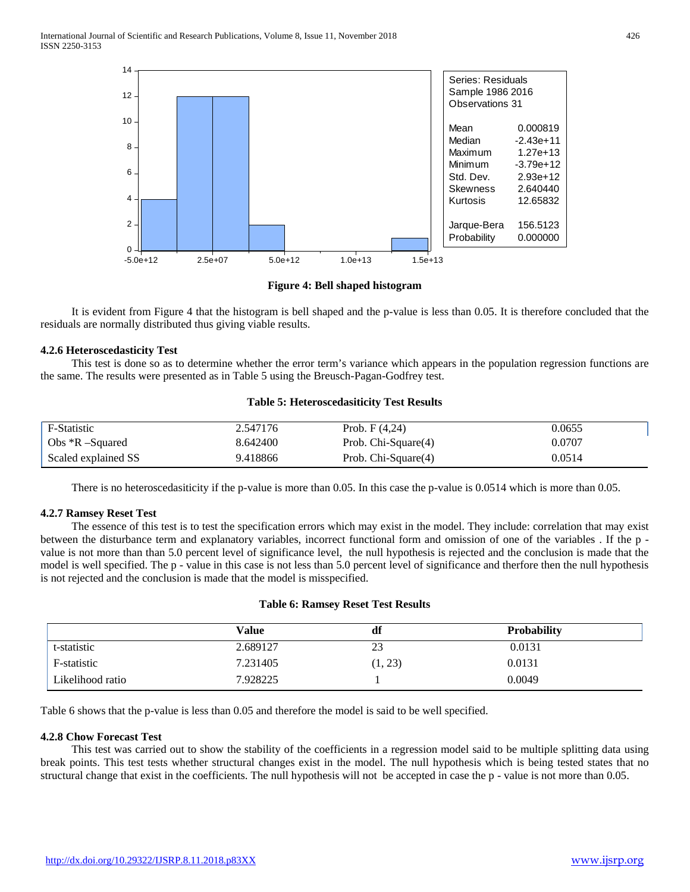**Figure 4: Bell shaped histogram**

It is evident from Figure 4 that the histogram is bell shaped and the p-value is less than 0.05. It is therefore concluded that the residuals are normally distributed thus giving viable results.

### 4.2.6 Heteroscedasticity Test

This test is done so as to determine whether the error term's variance which appears in the population regression functions are the same. The results were presented as in Table 5 using the Breusch-Pagan-Godfrey test.

**Table 5: Heteroscedasiticity Test Results**

| | | | |
|---|---|---|---|
| F-Statistic | 2.547176 | Prob. F (4,24) | 0.0655 |
| Obs *R –Squared | 8.642400 | Prob. Chi-Square(4) | 0.0707 |
| Scaled explained SS | 9.418866 | Prob. Chi-Square(4) | 0.0514 |

There is no heteroscedasiticity if the p-value is more than 0.05. In this case the p-value is 0.0514 which is more than 0.05.

### 4.2.7 Ramsey Reset Test

The essence of this test is to test the specification errors which may exist in the model. They include: correlation that may exist between the disturbance term and explanatory variables, incorrect functional form and omission of one of the variables . If the p - value is not more than than 5.0 percent level of significance level, the null hypothesis is rejected and the conclusion is made that the model is well specified. The p - value in this case is not less than 5.0 percent level of significance and therfore then the null hypothesis is not rejected and the conclusion is made that the model is misspecified.

**Table 6: Ramsey Reset Test Results**

| | Value | df | Probability |
|---|---|---|---|
| t-statistic | 2.689127 | 23 | 0.0131 |
| F-statistic | 7.231405 | (1, 23) | 0.0131 |
| Likelihood ratio | 7.928225 | 1 | 0.0049 |

Table 6 shows that the p-value is less than 0.05 and therefore the model is said to be well specified.

### 4.2.8 Chow Forecast Test

This test was carried out to show the stability of the coefficients in a regression model said to be multiple splitting data using break points. This test tests whether structural changes exist in the model. The null hypothesis which is being tested states that no structural change that exist in the coefficients. The null hypothesis will not be accepted in case the p - value is not more than 0.05.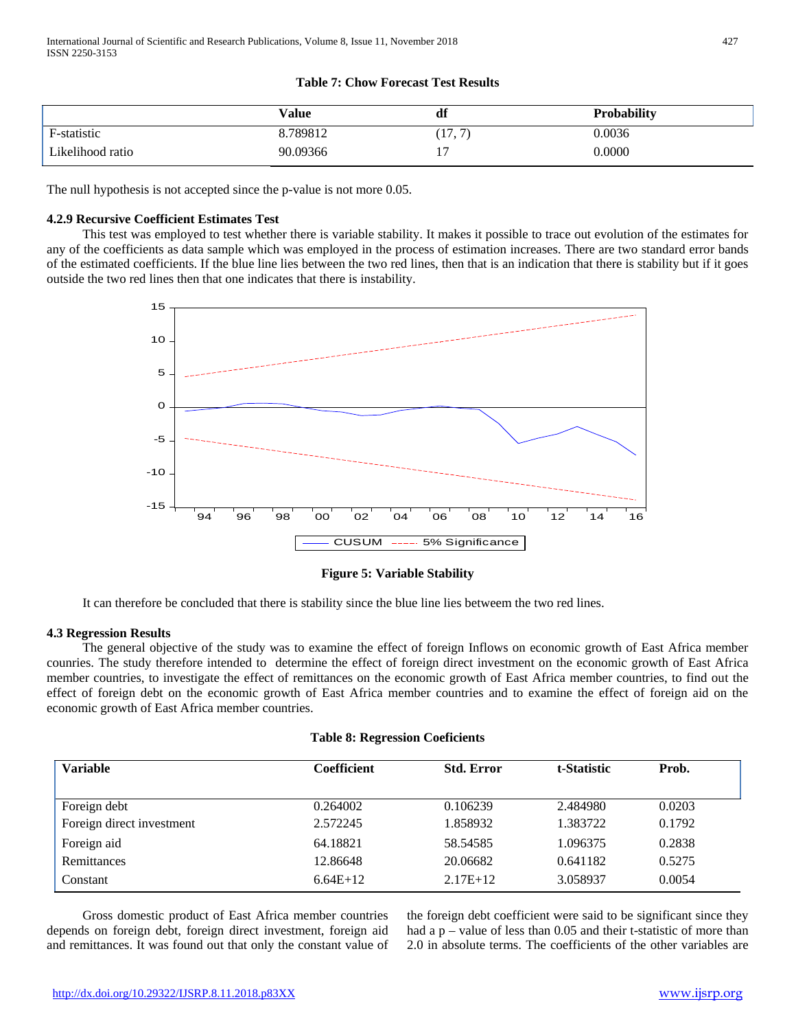**Table 7: Chow Forecast Test Results**

| | Value | df | Probability |
|---|---|---|---|
| F-statistic | 8.789812 | (17, 7) | 0.0036 |
| Likelihood ratio | 90.09366 | 17 | 0.0000 |

The null hypothesis is not accepted since the p-value is not more 0.05.

### 4.2.9 Recursive Coefficient Estimates Test

This test was employed to test whether there is variable stability. It makes it possible to trace out evolution of the estimates for any of the coefficients as data sample which was employed in the process of estimation increases. There are two standard error bands of the estimated coefficients. If the blue line lies between the two red lines, then that is an indication that there is stability but if it goes outside the two red lines then that one indicates that there is instability.

**Figure 5: Variable Stability**

It can therefore be concluded that there is stability since the blue line lies betweem the two red lines.

### 4.3 Regression Results

The general objective of the study was to examine the effect of foreign Inflows on economic growth of East Africa member counries. The study therefore intended to determine the effect of foreign direct investment on the economic growth of East Africa member countries, to investigate the effect of remittances on the economic growth of East Africa member countries, to find out the effect of foreign debt on the economic growth of East Africa member countries and to examine the effect of foreign aid on the economic growth of East Africa member countries.

**Table 8: Regression Coeficients**

| Variable | Coefficient | Std. Error | t-Statistic | Prob. |
|---|---|---|---|---|
| Foreign debt | 0.264002 | 0.106239 | 2.484980 | 0.0203 |
| Foreign direct investment | 2.572245 | 1.858932 | 1.383722 | 0.1792 |
| Foreign aid | 64.18821 | 58.54585 | 1.096375 | 0.2838 |
| Remittances | 12.86648 | 20.06682 | 0.641182 | 0.5275 |
| Constant | 6.64E+12 | 2.17E+12 | 3.058937 | 0.0054 |

Gross domestic product of East Africa member countries depends on foreign debt, foreign direct investment, foreign aid and remittances. It was found out that only the constant value of the foreign debt coefficient were said to be significant since they had a p – value of less than 0.05 and their t-statistic of more than 2.0 in absolute terms. The coefficients of the other variables are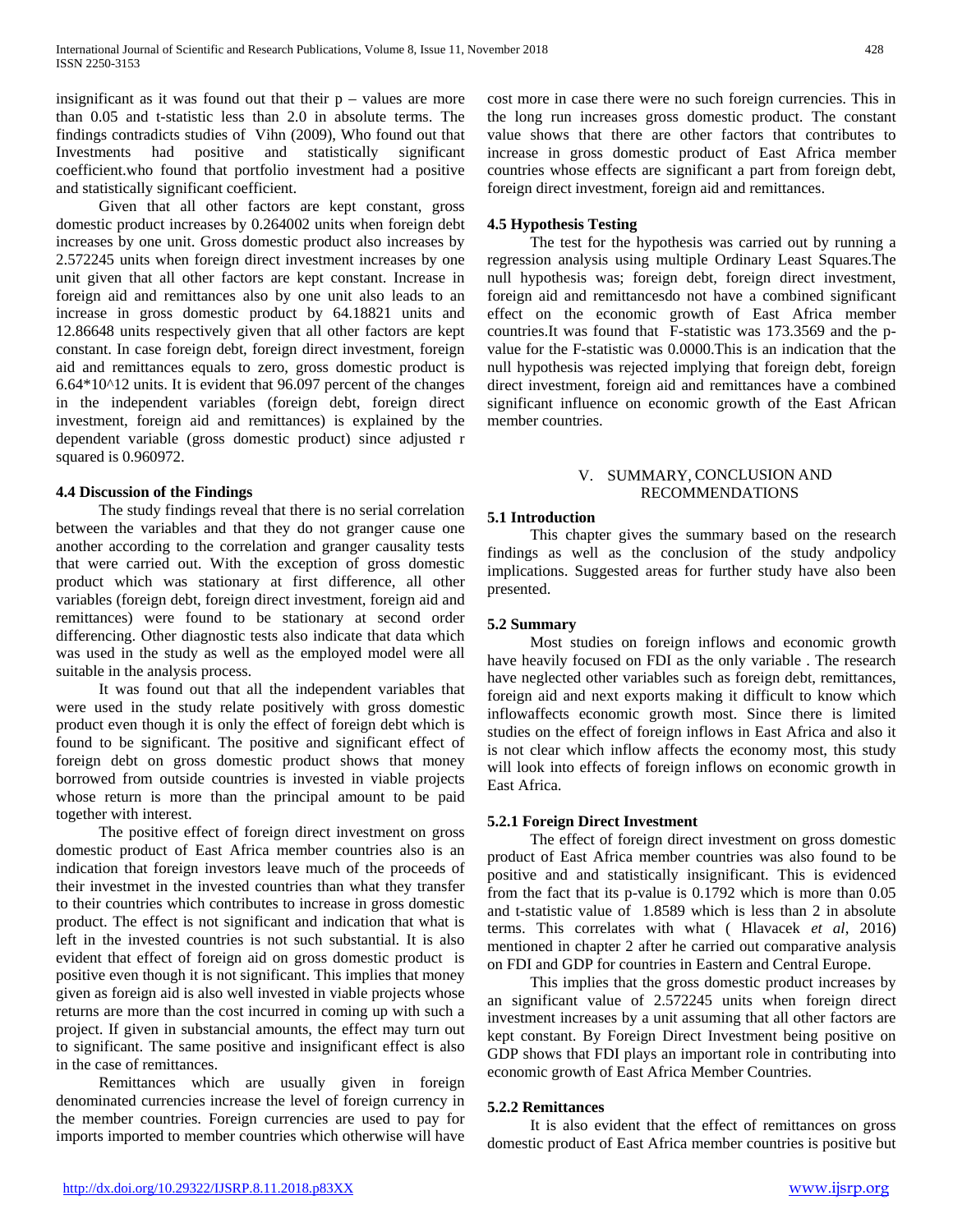insignificant as it was found out that their p – values are more than 0.05 and t-statistic less than 2.0 in absolute terms. The findings contradicts studies of Vihn (2009), Who found out that Investments had positive and statistically significant coefficient.who found that portfolio investment had a positive and statistically significant coefficient.

Given that all other factors are kept constant, gross domestic product increases by 0.264002 units when foreign debt increases by one unit. Gross domestic product also increases by 2.572245 units when foreign direct investment increases by one unit given that all other factors are kept constant. Increase in foreign aid and remittances also by one unit also leads to an increase in gross domestic product by 64.18821 units and 12.86648 units respectively given that all other factors are kept constant. In case foreign debt, foreign direct investment, foreign aid and remittances equals to zero, gross domestic product is $6.64*10^{12}$ units. It is evident that 96.097 percent of the changes in the independent variables (foreign debt, foreign direct investment, foreign aid and remittances) is explained by the dependent variable (gross domestic product) since adjusted r squared is 0.960972.

### 4.4 Discussion of the Findings

The study findings reveal that there is no serial correlation between the variables and that they do not granger cause one another according to the correlation and granger causality tests that were carried out. With the exception of gross domestic product which was stationary at first difference, all other variables (foreign debt, foreign direct investment, foreign aid and remittances) were found to be stationary at second order differencing. Other diagnostic tests also indicate that data which was used in the study as well as the employed model were all suitable in the analysis process.

It was found out that all the independent variables that were used in the study relate positively with gross domestic product even though it is only the effect of foreign debt which is found to be significant. The positive and significant effect of foreign debt on gross domestic product shows that money borrowed from outside countries is invested in viable projects whose return is more than the principal amount to be paid together with interest.

The positive effect of foreign direct investment on gross domestic product of East Africa member countries also is an indication that foreign investors leave much of the proceeds of their investmet in the invested countries than what they transfer to their countries which contributes to increase in gross domestic product. The effect is not significant and indication that what is left in the invested countries is not such substantial. It is also evident that effect of foreign aid on gross domestic product is positive even though it is not significant. This implies that money given as foreign aid is also well invested in viable projects whose returns are more than the cost incurred in coming up with such a project. If given in substancial amounts, the effect may turn out to significant. The same positive and insignificant effect is also in the case of remittances.

Remittances which are usually given in foreign denominated currencies increase the level of foreign currency in the member countries. Foreign currencies are used to pay for imports imported to member countries which otherwise will have cost more in case there were no such foreign currencies. This in the long run increases gross domestic product. The constant value shows that there are other factors that contributes to increase in gross domestic product of East Africa member countries whose effects are significant a part from foreign debt, foreign direct investment, foreign aid and remittances.

### 4.5 Hypothesis Testing

The test for the hypothesis was carried out by running a regression analysis using multiple Ordinary Least Squares.The null hypothesis was; foreign debt, foreign direct investment, foreign aid and remittancesdo not have a combined significant effect on the economic growth of East Africa member countries.It was found that F-statistic was 173.3569 and the p-value for the F-statistic was 0.0000.This is an indication that the null hypothesis was rejected implying that foreign debt, foreign direct investment, foreign aid and remittances have a combined significant influence on economic growth of the East African member countries.

## V. SUMMARY, CONCLUSION AND RECOMMENDATIONS

### 5.1 Introduction

This chapter gives the summary based on the research findings as well as the conclusion of the study andpolicy implications. Suggested areas for further study have also been presented.

### 5.2 Summary

Most studies on foreign inflows and economic growth have heavily focused on FDI as the only variable . The research have neglected other variables such as foreign debt, remittances, foreign aid and next exports making it difficult to know which inflowaffects economic growth most. Since there is limited studies on the effect of foreign inflows in East Africa and also it is not clear which inflow affects the economy most, this study will look into effects of foreign inflows on economic growth in East Africa.

#### 5.2.1 Foreign Direct Investment

The effect of foreign direct investment on gross domestic product of East Africa member countries was also found to be positive and and statistically insignificant. This is evidenced from the fact that its p-value is 0.1792 which is more than 0.05 and t-statistic value of 1.8589 which is less than 2 in absolute terms. This correlates with what ( Hlavacek *et al*, 2016) mentioned in chapter 2 after he carried out comparative analysis on FDI and GDP for countries in Eastern and Central Europe.

This implies that the gross domestic product increases by an significant value of 2.572245 units when foreign direct investment increases by a unit assuming that all other factors are kept constant. By Foreign Direct Investment being positive on GDP shows that FDI plays an important role in contributing into economic growth of East Africa Member Countries.

#### 5.2.2 Remittances

It is also evident that the effect of remittances on gross domestic product of East Africa member countries is positive but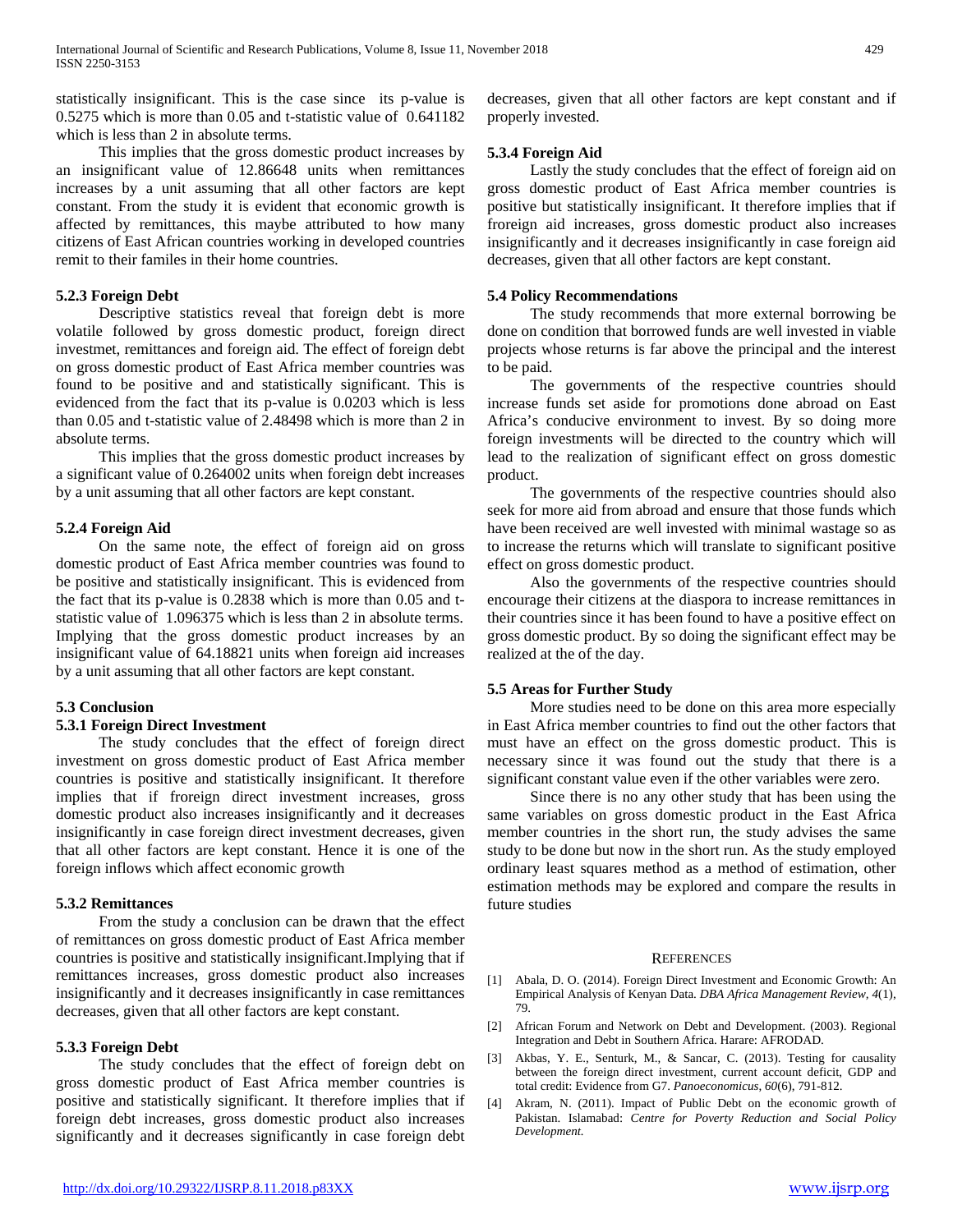statistically insignificant. This is the case since its p-value is 0.5275 which is more than 0.05 and t-statistic value of 0.641182 which is less than 2 in absolute terms.

This implies that the gross domestic product increases by an insignificant value of 12.86648 units when remittances increases by a unit assuming that all other factors are kept constant. From the study it is evident that economic growth is affected by remittances, this maybe attributed to how many citizens of East African countries working in developed countries remit to their familes in their home countries.

### 5.2.3 Foreign Debt

Descriptive statistics reveal that foreign debt is more volatile followed by gross domestic product, foreign direct investmet, remittances and foreign aid. The effect of foreign debt on gross domestic product of East Africa member countries was found to be positive and and statistically significant. This is evidenced from the fact that its p-value is 0.0203 which is less than 0.05 and t-statistic value of 2.48498 which is more than 2 in absolute terms.

This implies that the gross domestic product increases by a significant value of 0.264002 units when foreign debt increases by a unit assuming that all other factors are kept constant.

### 5.2.4 Foreign Aid

On the same note, the effect of foreign aid on gross domestic product of East Africa member countries was found to be positive and statistically insignificant. This is evidenced from the fact that its p-value is 0.2838 which is more than 0.05 and t-statistic value of 1.096375 which is less than 2 in absolute terms. Implying that the gross domestic product increases by an insignificant value of 64.18821 units when foreign aid increases by a unit assuming that all other factors are kept constant.

## 5.3 Conclusion

### 5.3.1 Foreign Direct Investment

The study concludes that the effect of foreign direct investment on gross domestic product of East Africa member countries is positive and statistically insignificant. It therefore implies that if froreign direct investment increases, gross domestic product also increases insignificantly and it decreases insignificantly in case foreign direct investment decreases, given that all other factors are kept constant. Hence it is one of the foreign inflows which affect economic growth

### 5.3.2 Remittances

From the study a conclusion can be drawn that the effect of remittances on gross domestic product of East Africa member countries is positive and statistically insignificant.Implying that if remittances increases, gross domestic product also increases insignificantly and it decreases insignificantly in case remittances decreases, given that all other factors are kept constant.

### 5.3.3 Foreign Debt

The study concludes that the effect of foreign debt on gross domestic product of East Africa member countries is positive and statistically significant. It therefore implies that if foreign debt increases, gross domestic product also increases significantly and it decreases significantly in case foreign debt decreases, given that all other factors are kept constant and if properly invested.

### 5.3.4 Foreign Aid

Lastly the study concludes that the effect of foreign aid on gross domestic product of East Africa member countries is positive but statistically insignificant. It therefore implies that if froreign aid increases, gross domestic product also increases insignificantly and it decreases insignificantly in case foreign aid decreases, given that all other factors are kept constant.

## 5.4 Policy Recommendations

The study recommends that more external borrowing be done on condition that borrowed funds are well invested in viable projects whose returns is far above the principal and the interest to be paid.

The governments of the respective countries should increase funds set aside for promotions done abroad on East Africa's conducive environment to invest. By so doing more foreign investments will be directed to the country which will lead to the realization of significant effect on gross domestic product.

The governments of the respective countries should also seek for more aid from abroad and ensure that those funds which have been received are well invested with minimal wastage so as to increase the returns which will translate to significant positive effect on gross domestic product.

Also the governments of the respective countries should encourage their citizens at the diaspora to increase remittances in their countries since it has been found to have a positive effect on gross domestic product. By so doing the significant effect may be realized at the of the day.

## 5.5 Areas for Further Study

More studies need to be done on this area more especially in East Africa member countries to find out the other factors that must have an effect on the gross domestic product. This is necessary since it was found out the study that there is a significant constant value even if the other variables were zero.

Since there is no any other study that has been using the same variables on gross domestic product in the East Africa member countries in the short run, the study advises the same study to be done but now in the short run. As the study employed ordinary least squares method as a method of estimation, other estimation methods may be explored and compare the results in future studies

## References

[1] Abala, D. O. (2014). Foreign Direct Investment and Economic Growth: An Empirical Analysis of Kenyan Data. *DBA Africa Management Review, 4*(1), 79.

[2] African Forum and Network on Debt and Development. (2003). Regional Integration and Debt in Southern Africa. Harare: AFRODAD.

[3] Akbas, Y. E., Senturk, M., & Sancar, C. (2013). Testing for causality between the foreign direct investment, current account deficit, GDP and total credit: Evidence from G7. *Panoeconomicus, 60*(6), 791-812.

[4] Akram, N. (2011). Impact of Public Debt on the economic growth of Pakistan. Islamabad: *Centre for Poverty Reduction and Social Policy Development.*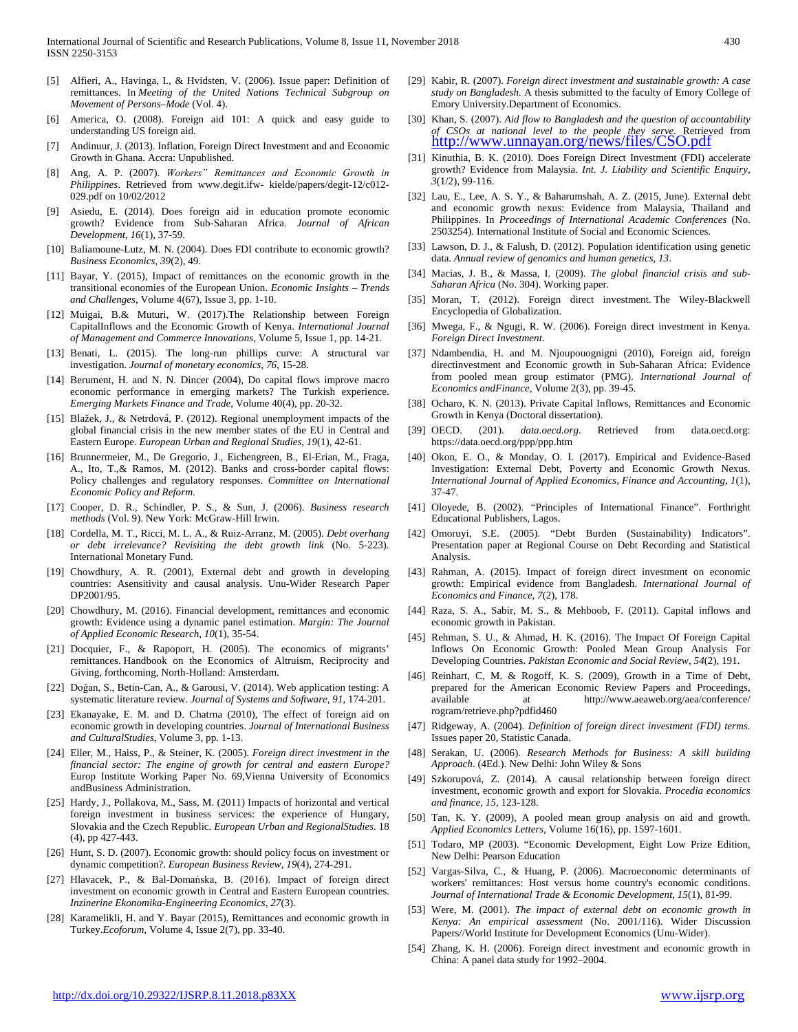[5] Alfieri, A., Havinga, I., & Hvidsten, V. (2006). Issue paper: Definition of remittances. In *Meeting of the United Nations Technical Subgroup on Movement of Persons–Mode* (Vol. 4).

[6] America, O. (2008). Foreign aid 101: A quick and easy guide to understanding US foreign aid.

[7] Andinuur, J. (2013). Inflation, Foreign Direct Investment and and Economic Growth in Ghana. Accra: Unpublished.

[8] Ang, A. P. (2007). *Workers" Remittances and Economic Growth in Philippines*. Retrieved from www.degit.ifw- kielde/papers/degit-12/c012-029.pdf on 10/02/2012

[9] Asiedu, E. (2014). Does foreign aid in education promote economic growth? Evidence from Sub-Saharan Africa. *Journal of African Development*, *16*(1), 37-59.

[10] Baliamoune-Lutz, M. N. (2004). Does FDI contribute to economic growth? *Business Economics*, *39*(2), 49.

[11] Bayar, Y. (2015), Impact of remittances on the economic growth in the transitional economies of the European Union. *Economic Insights – Trends and Challenges*, Volume 4(67), Issue 3, pp. 1-10.

[12] Muigai, B.& Muturi, W. (2017).The Relationship between Foreign CapitalInflows and the Economic Growth of Kenya. *International Journal of Management and Commerce Innovations*, Volume 5, Issue 1, pp. 14-21.

[13] Benati, L. (2015). The long-run phillips curve: A structural var investigation. *Journal of monetary economics*, *76*, 15-28.

[14] Berument, H. and N. N. Dincer (2004), Do capital flows improve macro economic performance in emerging markets? The Turkish experience. *Emerging Markets Finance and Trade*, Volume 40(4), pp. 20-32.

[15] Blažek, J., & Netrdová, P. (2012). Regional unemployment impacts of the global financial crisis in the new member states of the EU in Central and Eastern Europe. *European Urban and Regional Studies*, *19*(1), 42-61.

[16] Brunnermeier, M., De Gregorio, J., Eichengreen, B., El-Erian, M., Fraga, A., Ito, T.,& Ramos, M. (2012). Banks and cross-border capital flows: Policy challenges and regulatory responses. *Committee on International Economic Policy and Reform*.

[17] Cooper, D. R., Schindler, P. S., & Sun, J. (2006). *Business research methods* (Vol. 9). New York: McGraw-Hill Irwin.

[18] Cordella, M. T., Ricci, M. L. A., & Ruiz-Arranz, M. (2005). *Debt overhang or debt irrelevance? Revisiting the debt growth link* (No. 5-223). International Monetary Fund.

[19] Chowdhury, A. R. (2001), External debt and growth in developing countries: Asensitivity and causal analysis. Unu-Wider Research Paper DP2001/95.

[20] Chowdhury, M. (2016). Financial development, remittances and economic growth: Evidence using a dynamic panel estimation. *Margin: The Journal of Applied Economic Research*, *10*(1), 35-54.

[21] Docquier, F., & Rapoport, H. (2005). The economics of migrants' remittances. Handbook on the Economics of Altruism, Reciprocity and Giving, forthcoming, North-Holland: Amsterdam.

[22] Doğan, S., Betin-Can, A., & Garousi, V. (2014). Web application testing: A systematic literature review. *Journal of Systems and Software*, *91*, 174-201.

[23] Ekanayake, E. M. and D. Chatrna (2010), The effect of foreign aid on economic growth in developing countries. *Journal of International Business and CulturalStudies*, Volume 3, pp. 1-13.

[24] Eller, M., Haiss, P., & Steiner, K. (2005). *Foreign direct investment in the financial sector: The engine of growth for central and eastern Europe?* Europ Institute Working Paper No. 69,Vienna University of Economics andBusiness Administration.

[25] Hardy, J., Pollakova, M., Sass, M. (2011) Impacts of horizontal and vertical foreign investment in business services: the experience of Hungary, Slovakia and the Czech Republic. *European Urban and RegionalStudies*. 18 (4), pp 427-443.

[26] Hunt, S. D. (2007). Economic growth: should policy focus on investment or dynamic competition?. *European Business Review*, *19*(4), 274-291.

[27] Hlavacek, P., & Bal-Domańska, B. (2016). Impact of foreign direct investment on economic growth in Central and Eastern European countries. *Inzinerine Ekonomika-Engineering Economics*, *27*(3).

[28] Karamelikli, H. and Y. Bayar (2015), Remittances and economic growth in Turkey.*Ecoforum*, Volume 4, Issue 2(7), pp. 33-40.

[29] Kabir, R. (2007). *Foreign direct investment and sustainable growth: A case study on Bangladesh.* A thesis submitted to the faculty of Emory College of Emory University.Department of Economics.

[30] Khan, S. (2007). *Aid flow to Bangladesh and the question of accountability of CSOs at national level to the people they serve.* Retrieved from http://www.unnayan.org/news/files/CSO.pdf

[31] Kinuthia, B. K. (2010). Does Foreign Direct Investment (FDI) accelerate growth? Evidence from Malaysia. *Int. J. Liability and Scientific Enquiry*, *3*(1/2), 99-116.

[32] Lau, E., Lee, A. S. Y., & Baharumshah, A. Z. (2015, June). External debt and economic growth nexus: Evidence from Malaysia, Thailand and Philippines. In *Proceedings of International Academic Conferences* (No. 2503254). International Institute of Social and Economic Sciences.

[33] Lawson, D. J., & Falush, D. (2012). Population identification using genetic data. *Annual review of genomics and human genetics*, *13*.

[34] Macias, J. B., & Massa, I. (2009). *The global financial crisis and sub-Saharan Africa* (No. 304). Working paper.

[35] Moran, T. (2012). Foreign direct investment. The Wiley-Blackwell Encyclopedia of Globalization.

[36] Mwega, F., & Ngugi, R. W. (2006). Foreign direct investment in Kenya. *Foreign Direct Investment*.

[37] Ndambendia, H. and M. Njoupouognigni (2010), Foreign aid, foreign directinvestment and Economic growth in Sub-Saharan Africa: Evidence from pooled mean group estimator (PMG). *International Journal of Economics andFinance*, Volume 2(3), pp. 39-45.

[38] Ocharo, K. N. (2013). Private Capital Inflows, Remittances and Economic Growth in Kenya (Doctoral dissertation).

[39] OECD. (201). *data.oecd.org*. Retrieved from data.oecd.org: https://data.oecd.org/ppp/ppp.htm

[40] Okon, E. O., & Monday, O. I. (2017). Empirical and Evidence-Based Investigation: External Debt, Poverty and Economic Growth Nexus. *International Journal of Applied Economics, Finance and Accounting*, *1*(1), 37-47.

[41] Oloyede, B. (2002). "Principles of International Finance". Forthright Educational Publishers, Lagos.

[42] Omoruyi, S.E. (2005). "Debt Burden (Sustainability) Indicators". Presentation paper at Regional Course on Debt Recording and Statistical Analysis.

[43] Rahman, A. (2015). Impact of foreign direct investment on economic growth: Empirical evidence from Bangladesh. *International Journal of Economics and Finance*, *7*(2), 178.

[44] Raza, S. A., Sabir, M. S., & Mehboob, F. (2011). Capital inflows and economic growth in Pakistan.

[45] Rehman, S. U., & Ahmad, H. K. (2016). The Impact Of Foreign Capital Inflows On Economic Growth: Pooled Mean Group Analysis For Developing Countries. *Pakistan Economic and Social Review*, *54*(2), 191.

[46] Reinhart, C, M. & Rogoff, K. S. (2009), Growth in a Time of Debt, prepared for the American Economic Review Papers and Proceedings, available at http://www.aeaweb.org/aea/conference/rogram/retrieve.php?pdfid460

[47] Ridgeway, A. (2004). *Definition of foreign direct investment (FDI) terms*. Issues paper 20, Statistic Canada.

[48] Serakan, U. (2006). *Research Methods for Business: A skill building Approach*. (4Ed.). New Delhi: John Wiley & Sons

[49] Szkorupová, Z. (2014). A causal relationship between foreign direct investment, economic growth and export for Slovakia. *Procedia economics and finance*, *15*, 123-128.

[50] Tan, K. Y. (2009), A pooled mean group analysis on aid and growth. *Applied Economics Letters*, Volume 16(16), pp. 1597-1601.

[51] Todaro, MP (2003). "Economic Development, Eight Low Prize Edition, New Delhi: Pearson Education

[52] Vargas-Silva, C., & Huang, P. (2006). Macroeconomic determinants of workers' remittances: Host versus home country's economic conditions. *Journal of International Trade & Economic Development*, *15*(1), 81-99.

[53] Were, M. (2001). *The impact of external debt on economic growth in Kenya: An empirical assessment* (No. 2001/116). Wider Discussion Papers//World Institute for Development Economics (Unu-Wider).

[54] Zhang, K. H. (2006). Foreign direct investment and economic growth in China: A panel data study for 1992–2004.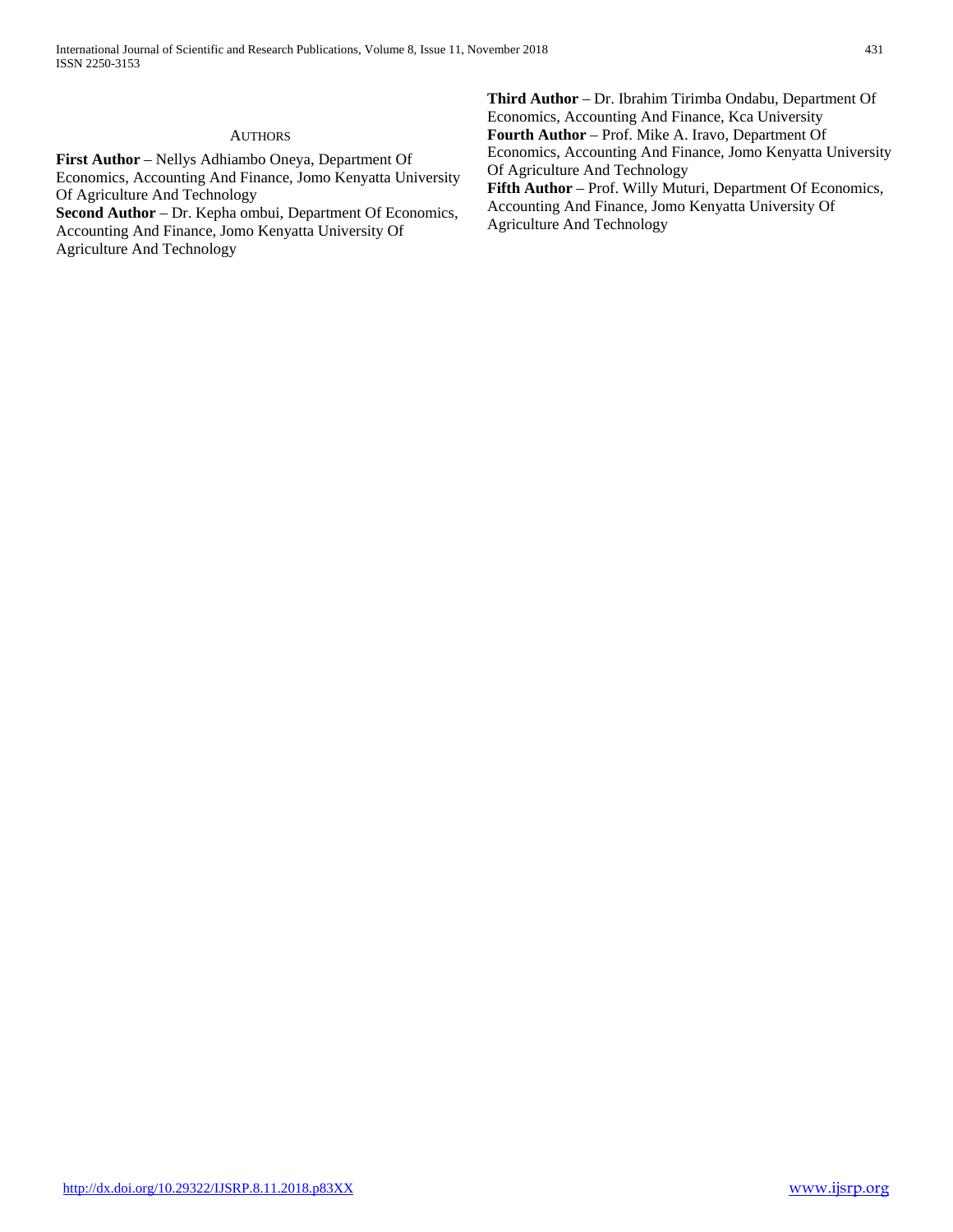## AUTHORS

**First Author** – Nellys Adhiambo Oneya, Department Of Economics, Accounting And Finance, Jomo Kenyatta University Of Agriculture And Technology

**Second Author** – Dr. Kepha ombui, Department Of Economics, Accounting And Finance, Jomo Kenyatta University Of Agriculture And Technology

**Third Author** – Dr. Ibrahim Tirimba Ondabu, Department Of Economics, Accounting And Finance, Kca University

**Fourth Author** – Prof. Mike A. Iravo, Department Of Economics, Accounting And Finance, Jomo Kenyatta University Of Agriculture And Technology

**Fifth Author** – Prof. Willy Muturi, Department Of Economics, Accounting And Finance, Jomo Kenyatta University Of Agriculture And Technology